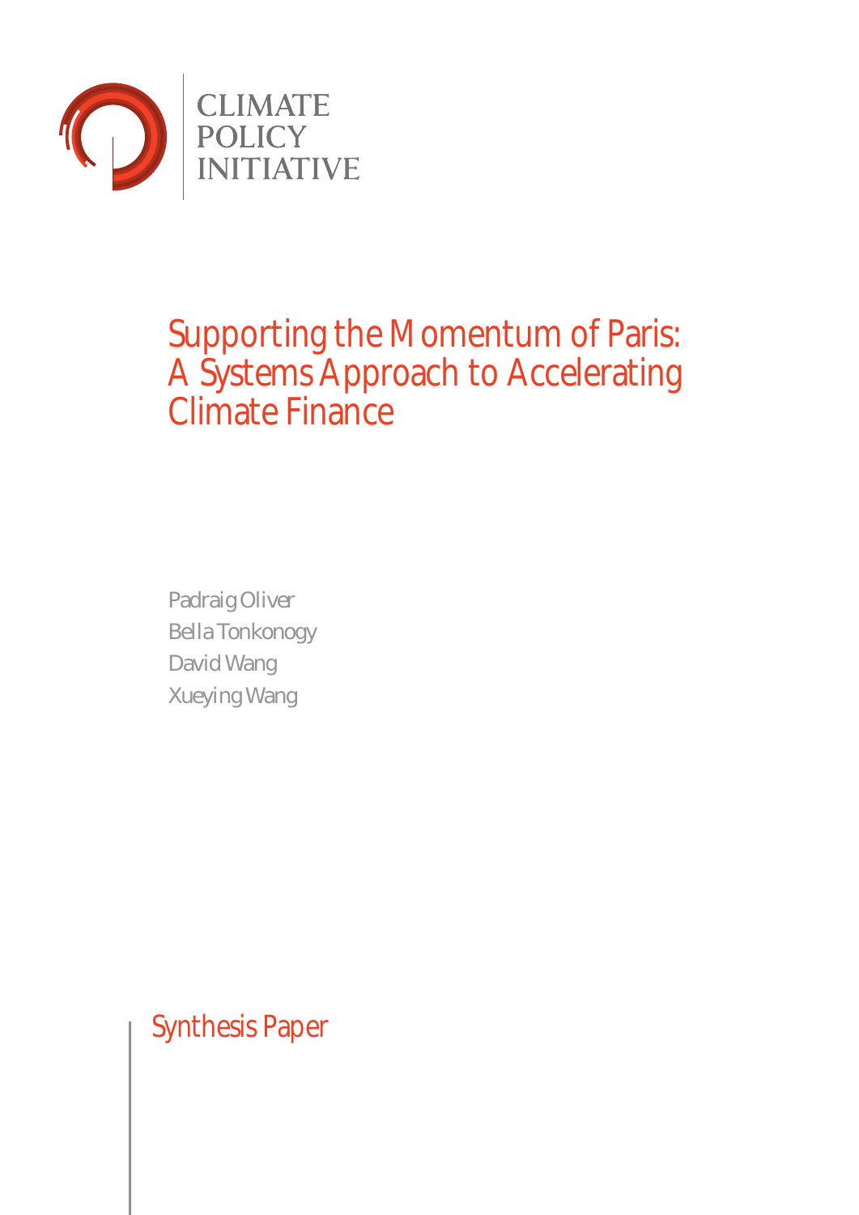CLIMATE POLICY INITIATIVE

# Supporting the Momentum of Paris: A Systems Approach to Accelerating Climate Finance

Padraig Oliver
Bella Tonkonogy
David Wang
Xueying Wang

Synthesis Paper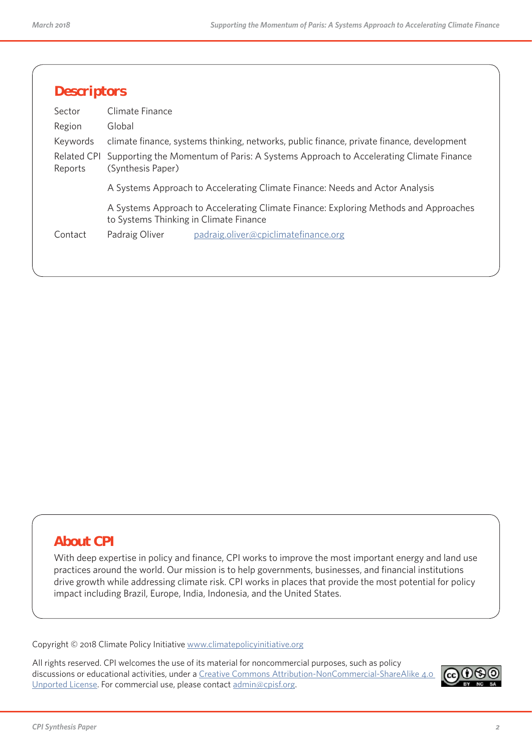## Descriptors

| | |
|---|---|
| Sector | Climate Finance |
| Region | Global |
| Keywords | climate finance, systems thinking, networks, public finance, private finance, development |
| Related CPI Reports | Supporting the Momentum of Paris: A Systems Approach to Accelerating Climate Finance (Synthesis Paper) |
| | A Systems Approach to Accelerating Climate Finance: Needs and Actor Analysis |
| | A Systems Approach to Accelerating Climate Finance: Exploring Methods and Approaches to Systems Thinking in Climate Finance |
| Contact | Padraig Oliver padraig.oliver@cpiclimatefinance.org |

## About CPI

With deep expertise in policy and finance, CPI works to improve the most important energy and land use practices around the world. Our mission is to help governments, businesses, and financial institutions drive growth while addressing climate risk. CPI works in places that provide the most potential for policy impact including Brazil, Europe, India, Indonesia, and the United States.

Copyright © 2018 Climate Policy Initiative www.climatepolicyinitiative.org

All rights reserved. CPI welcomes the use of its material for noncommercial purposes, such as policy discussions or educational activities, under a Creative Commons Attribution-NonCommercial-ShareAlike 4.0 Unported License. For commercial use, please contact admin@cpisf.org.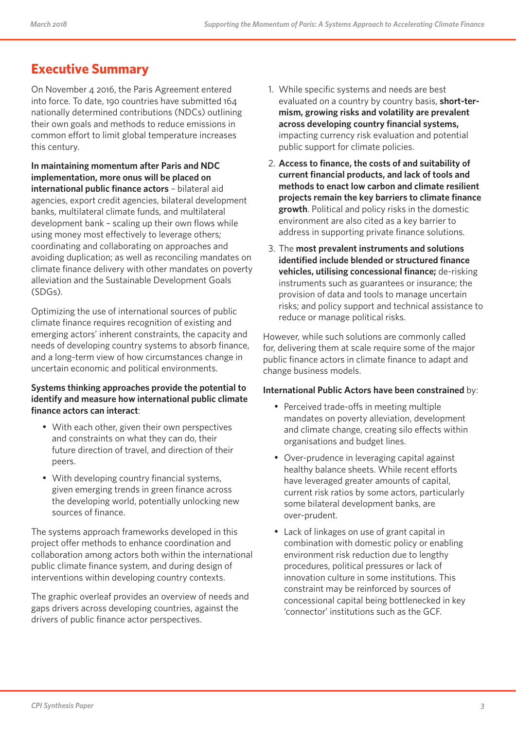## Executive Summary

On November 4 2016, the Paris Agreement entered into force. To date, 190 countries have submitted 164 nationally determined contributions (NDCs) outlining their own goals and methods to reduce emissions in common effort to limit global temperature increases this century.

**In maintaining momentum after Paris and NDC implementation, more onus will be placed on international public finance actors** – bilateral aid agencies, export credit agencies, bilateral development banks, multilateral climate funds, and multilateral development bank – scaling up their own flows while using money most effectively to leverage others; coordinating and collaborating on approaches and avoiding duplication; as well as reconciling mandates on climate finance delivery with other mandates on poverty alleviation and the Sustainable Development Goals (SDGs).

Optimizing the use of international sources of public climate finance requires recognition of existing and emerging actors' inherent constraints, the capacity and needs of developing country systems to absorb finance, and a long-term view of how circumstances change in uncertain economic and political environments.

**Systems thinking approaches provide the potential to identify and measure how international public climate finance actors can interact**:

- With each other, given their own perspectives and constraints on what they can do, their future direction of travel, and direction of their peers.
- With developing country financial systems, given emerging trends in green finance across the developing world, potentially unlocking new sources of finance.

The systems approach frameworks developed in this project offer methods to enhance coordination and collaboration among actors both within the international public climate finance system, and during design of interventions within developing country contexts.

The graphic overleaf provides an overview of needs and gaps drivers across developing countries, against the drivers of public finance actor perspectives.

1. While specific systems and needs are best evaluated on a country by country basis, **short-termism, growing risks and volatility are prevalent across developing country financial systems,** impacting currency risk evaluation and potential public support for climate policies.
2. **Access to finance, the costs of and suitability of current financial products, and lack of tools and methods to enact low carbon and climate resilient projects remain the key barriers to climate finance growth**. Political and policy risks in the domestic environment are also cited as a key barrier to address in supporting private finance solutions.
3. The **most prevalent instruments and solutions identified include blended or structured finance vehicles, utilising concessional finance;** de-risking instruments such as guarantees or insurance; the provision of data and tools to manage uncertain risks; and policy support and technical assistance to reduce or manage political risks.

However, while such solutions are commonly called for, delivering them at scale require some of the major public finance actors in climate finance to adapt and change business models.

**International Public Actors have been constrained** by:

- Perceived trade-offs in meeting multiple mandates on poverty alleviation, development and climate change, creating silo effects within organisations and budget lines.
- Over-prudence in leveraging capital against healthy balance sheets. While recent efforts have leveraged greater amounts of capital, current risk ratios by some actors, particularly some bilateral development banks, are over-prudent.
- Lack of linkages on use of grant capital in combination with domestic policy or enabling environment risk reduction due to lengthy procedures, political pressures or lack of innovation culture in some institutions. This constraint may be reinforced by sources of concessional capital being bottlenecked in key 'connector' institutions such as the GCF.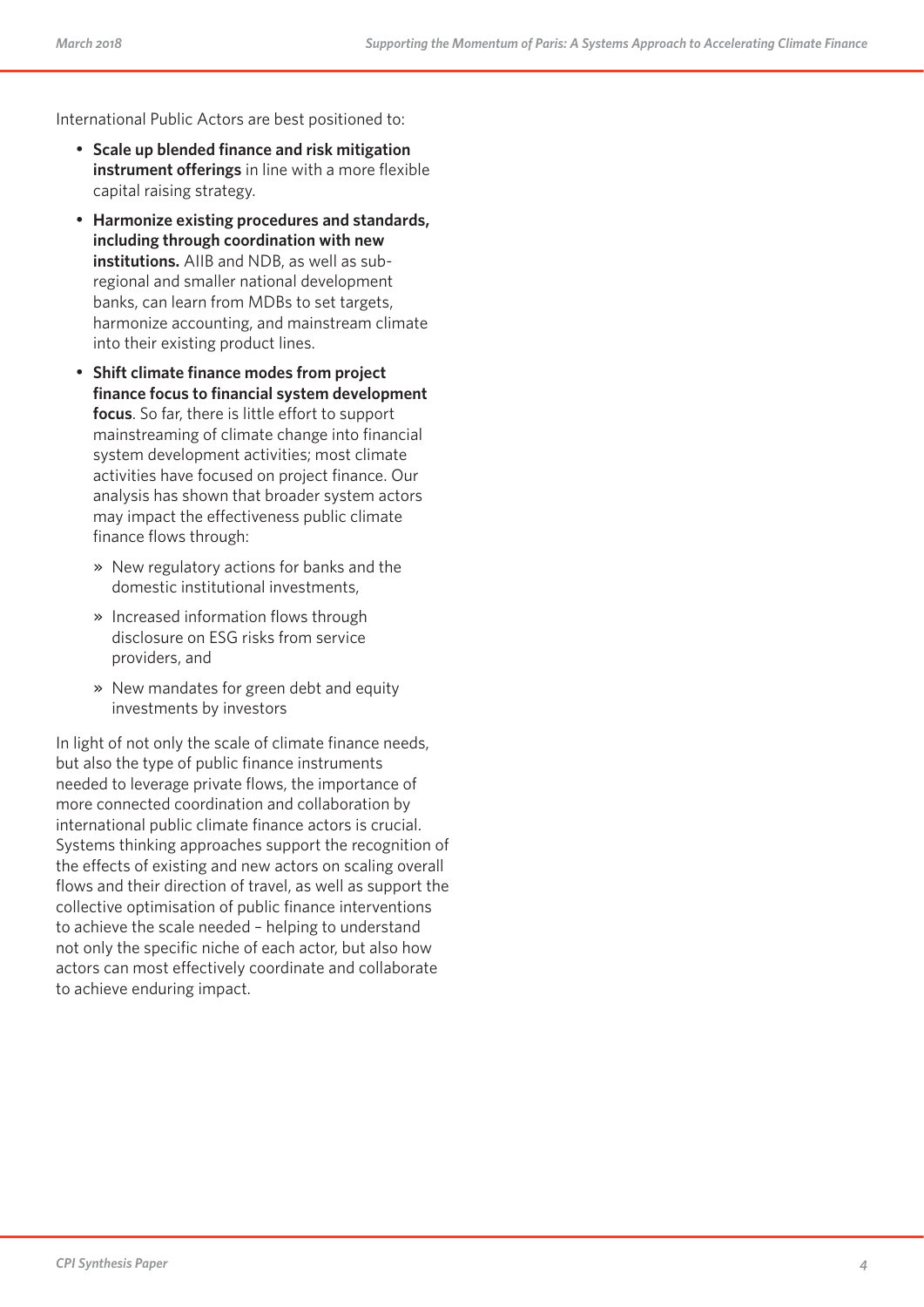International Public Actors are best positioned to:

- **Scale up blended finance and risk mitigation instrument offerings** in line with a more flexible capital raising strategy.
- **Harmonize existing procedures and standards, including through coordination with new institutions.** AIIB and NDB, as well as sub-regional and smaller national development banks, can learn from MDBs to set targets, harmonize accounting, and mainstream climate into their existing product lines.
- **Shift climate finance modes from project finance focus to financial system development focus**. So far, there is little effort to support mainstreaming of climate change into financial system development activities; most climate activities have focused on project finance. Our analysis has shown that broader system actors may impact the effectiveness public climate finance flows through:
  - New regulatory actions for banks and the domestic institutional investments,
  - Increased information flows through disclosure on ESG risks from service providers, and
  - New mandates for green debt and equity investments by investors

In light of not only the scale of climate finance needs, but also the type of public finance instruments needed to leverage private flows, the importance of more connected coordination and collaboration by international public climate finance actors is crucial. Systems thinking approaches support the recognition of the effects of existing and new actors on scaling overall flows and their direction of travel, as well as support the collective optimisation of public finance interventions to achieve the scale needed – helping to understand not only the specific niche of each actor, but also how actors can most effectively coordinate and collaborate to achieve enduring impact.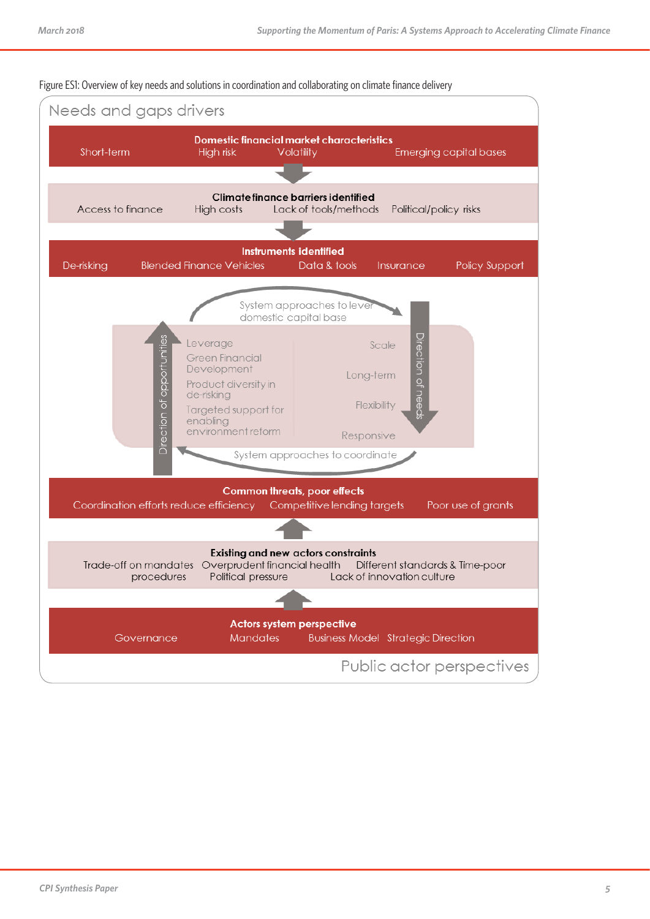Figure ES1: Overview of key needs and solutions in coordination and collaborating on climate finance delivery

Needs and gaps drivers

**Domestic financial market characteristics**
Short-term
High risk
Volatility
Emerging capital bases

**Climate finance barriers identified**
Access to finance
High costs
Lack of tools/methods
Political/policy risks

**Instruments identified**
De-risking
Blended Finance Vehicles
Data & tools
Insurance
Policy Support

System approaches to lever domestic capital base

Direction of opportunities

Leverage
Green Financial Development
Product diversity in de-risking
Targeted support for enabling environment reform

Scale
Long-term
Flexibility
Responsive

Direction of needs

System approaches to coordinate

**Common threats, poor effects**
Coordination efforts reduce efficiency
Competitive lending targets
Poor use of grants

**Existing and new actors constraints**
Trade-off on mandates procedures
Overprudent financial health
Political pressure
Different standards & Time-poor
Lack of innovation culture

**Actors system perspective**
Governance
Mandates
Business Model
Strategic Direction

Public actor perspectives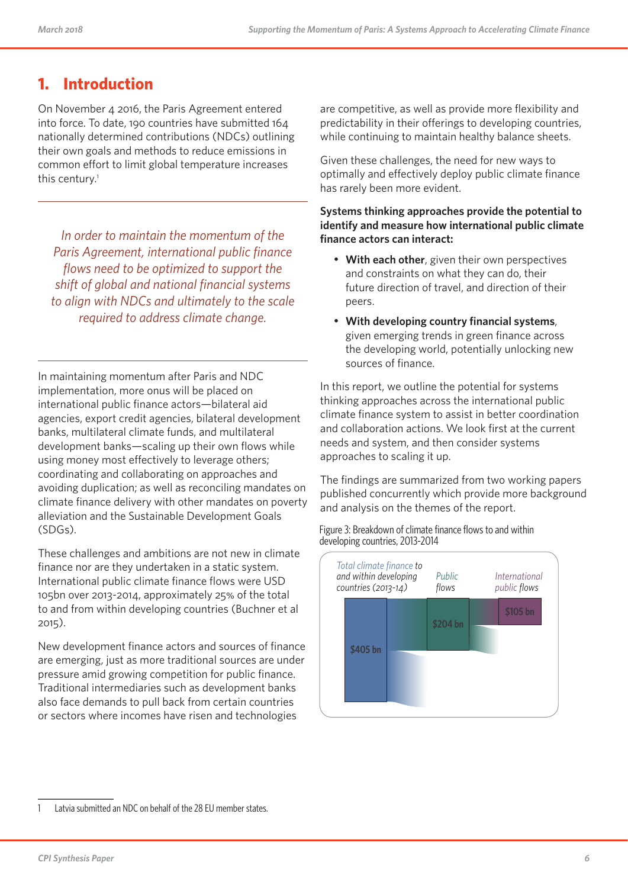# 1. Introduction

On November 4 2016, the Paris Agreement entered into force. To date, 190 countries have submitted 164 nationally determined contributions (NDCs) outlining their own goals and methods to reduce emissions in common effort to limit global temperature increases this century.[1]

*In order to maintain the momentum of the Paris Agreement, international public finance flows need to be optimized to support the shift of global and national financial systems to align with NDCs and ultimately to the scale required to address climate change.*

In maintaining momentum after Paris and NDC implementation, more onus will be placed on international public finance actors—bilateral aid agencies, export credit agencies, bilateral development banks, multilateral climate funds, and multilateral development banks—scaling up their own flows while using money most effectively to leverage others; coordinating and collaborating on approaches and avoiding duplication; as well as reconciling mandates on climate finance delivery with other mandates on poverty alleviation and the Sustainable Development Goals (SDGs).

These challenges and ambitions are not new in climate finance nor are they undertaken in a static system. International public climate finance flows were USD 105bn over 2013-2014, approximately 25% of the total to and from within developing countries (Buchner et al 2015).

New development finance actors and sources of finance are emerging, just as more traditional sources are under pressure amid growing competition for public finance. Traditional intermediaries such as development banks also face demands to pull back from certain countries or sectors where incomes have risen and technologies are competitive, as well as provide more flexibility and predictability in their offerings to developing countries, while continuing to maintain healthy balance sheets.

Given these challenges, the need for new ways to optimally and effectively deploy public climate finance has rarely been more evident.

**Systems thinking approaches provide the potential to identify and measure how international public climate finance actors can interact:**

- **With each other**, given their own perspectives and constraints on what they can do, their future direction of travel, and direction of their peers.
- **With developing country financial systems**, given emerging trends in green finance across the developing world, potentially unlocking new sources of finance.

In this report, we outline the potential for systems thinking approaches across the international public climate finance system to assist in better coordination and collaboration actions. We look first at the current needs and system, and then consider systems approaches to scaling it up.

The findings are summarized from two working papers published concurrently which provide more background and analysis on the themes of the report.

Figure 3: Breakdown of climate finance flows to and within developing countries, 2013-2014

*Total climate finance to and within developing countries (2013-14)*
*Public flows*
*International public flows*
$405 bn
$204 bn
$105 bn

---

[1] Latvia submitted an NDC on behalf of the 28 EU member states.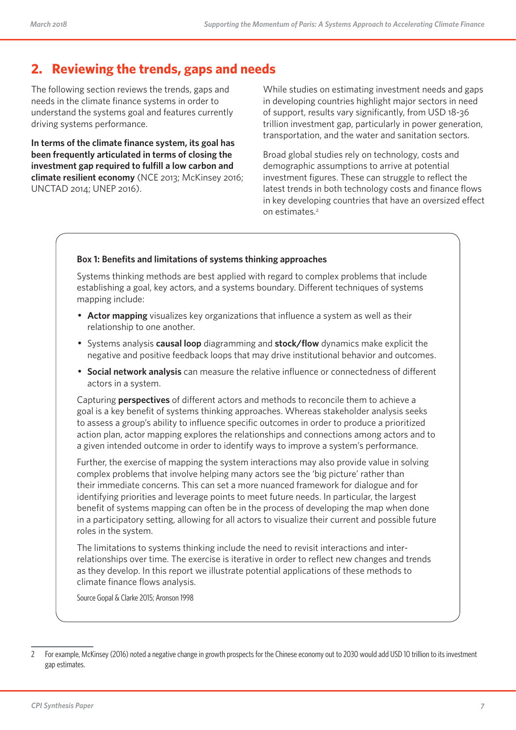## 2. Reviewing the trends, gaps and needs

The following section reviews the trends, gaps and needs in the climate finance systems in order to understand the systems goal and features currently driving systems performance.

**In terms of the climate finance system, its goal has been frequently articulated in terms of closing the investment gap required to fulfill a low carbon and climate resilient economy** (NCE 2013; McKinsey 2016; UNCTAD 2014; UNEP 2016).

While studies on estimating investment needs and gaps in developing countries highlight major sectors in need of support, results vary significantly, from USD 18-36 trillion investment gap, particularly in power generation, transportation, and the water and sanitation sectors.

Broad global studies rely on technology, costs and demographic assumptions to arrive at potential investment figures. These can struggle to reflect the latest trends in both technology costs and finance flows in key developing countries that have an oversized effect on estimates.[2]

**Box 1: Benefits and limitations of systems thinking approaches**

Systems thinking methods are best applied with regard to complex problems that include establishing a goal, key actors, and a systems boundary. Different techniques of systems mapping include:

- **Actor mapping** visualizes key organizations that influence a system as well as their relationship to one another.
- Systems analysis **causal loop** diagramming and **stock/flow** dynamics make explicit the negative and positive feedback loops that may drive institutional behavior and outcomes.
- **Social network analysis** can measure the relative influence or connectedness of different actors in a system.

Capturing **perspectives** of different actors and methods to reconcile them to achieve a goal is a key benefit of systems thinking approaches. Whereas stakeholder analysis seeks to assess a group's ability to influence specific outcomes in order to produce a prioritized action plan, actor mapping explores the relationships and connections among actors and to a given intended outcome in order to identify ways to improve a system's performance.

Further, the exercise of mapping the system interactions may also provide value in solving complex problems that involve helping many actors see the 'big picture' rather than their immediate concerns. This can set a more nuanced framework for dialogue and for identifying priorities and leverage points to meet future needs. In particular, the largest benefit of systems mapping can often be in the process of developing the map when done in a participatory setting, allowing for all actors to visualize their current and possible future roles in the system.

The limitations to systems thinking include the need to revisit interactions and inter-relationships over time. The exercise is iterative in order to reflect new changes and trends as they develop. In this report we illustrate potential applications of these methods to climate finance flows analysis.

Source Gopal & Clarke 2015; Aronson 1998

---

2 For example, McKinsey (2016) noted a negative change in growth prospects for the Chinese economy out to 2030 would add USD 10 trillion to its investment gap estimates.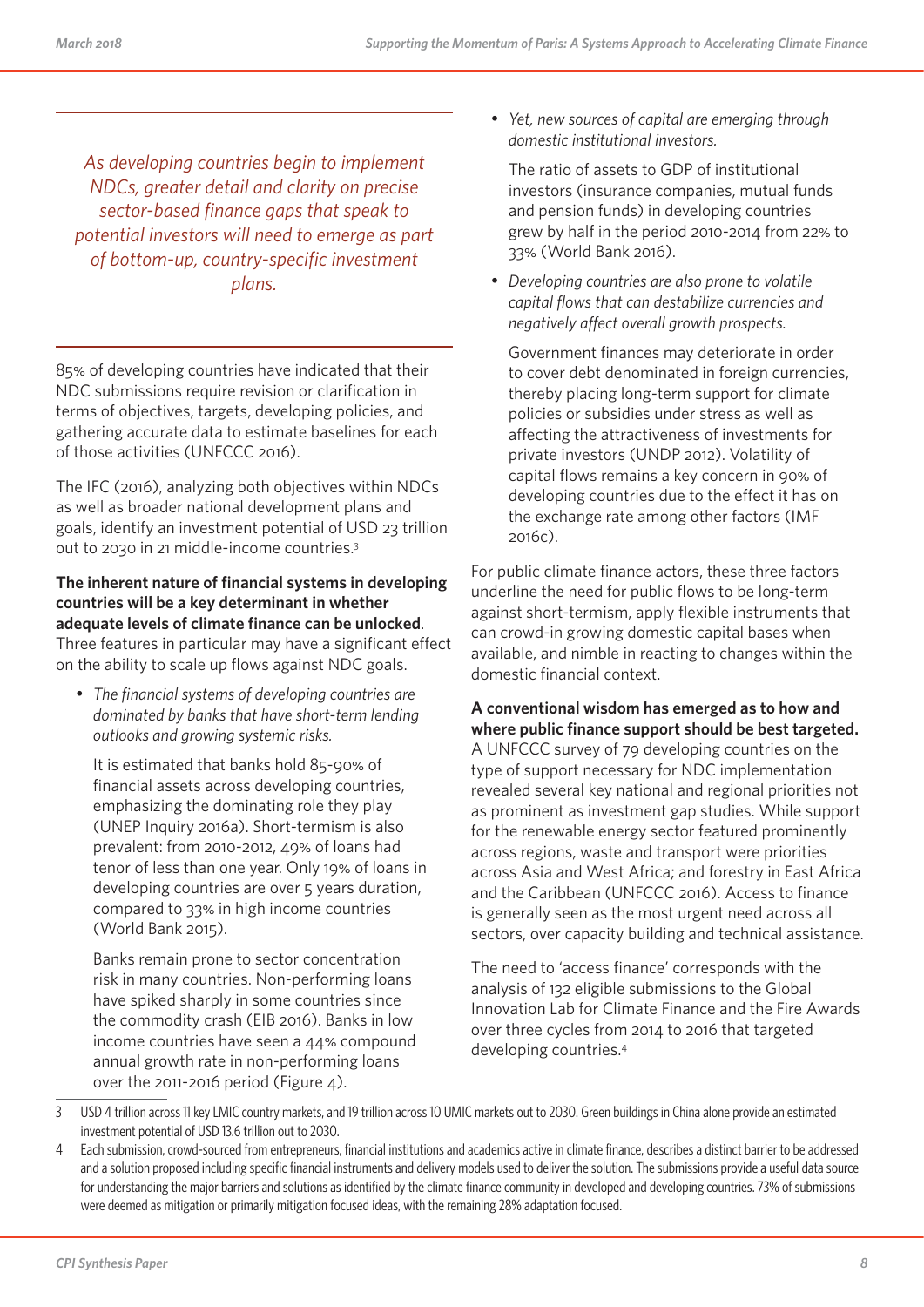*As developing countries begin to implement NDCs, greater detail and clarity on precise sector-based finance gaps that speak to potential investors will need to emerge as part of bottom-up, country-specific investment plans.*

85% of developing countries have indicated that their NDC submissions require revision or clarification in terms of objectives, targets, developing policies, and gathering accurate data to estimate baselines for each of those activities (UNFCCC 2016).

The IFC (2016), analyzing both objectives within NDCs as well as broader national development plans and goals, identify an investment potential of USD 23 trillion out to 2030 in 21 middle-income countries.[3]

**The inherent nature of financial systems in developing countries will be a key determinant in whether adequate levels of climate finance can be unlocked**. Three features in particular may have a significant effect on the ability to scale up flows against NDC goals.

- *The financial systems of developing countries are dominated by banks that have short-term lending outlooks and growing systemic risks.*

  It is estimated that banks hold 85-90% of financial assets across developing countries, emphasizing the dominating role they play (UNEP Inquiry 2016a). Short-termism is also prevalent: from 2010-2012, 49% of loans had tenor of less than one year. Only 19% of loans in developing countries are over 5 years duration, compared to 33% in high income countries (World Bank 2015).

  Banks remain prone to sector concentration risk in many countries. Non-performing loans have spiked sharply in some countries since the commodity crash (EIB 2016). Banks in low income countries have seen a 44% compound annual growth rate in non-performing loans over the 2011-2016 period (Figure 4).

- *Yet, new sources of capital are emerging through domestic institutional investors.*

  The ratio of assets to GDP of institutional investors (insurance companies, mutual funds and pension funds) in developing countries grew by half in the period 2010-2014 from 22% to 33% (World Bank 2016).

- *Developing countries are also prone to volatile capital flows that can destabilize currencies and negatively affect overall growth prospects.*

  Government finances may deteriorate in order to cover debt denominated in foreign currencies, thereby placing long-term support for climate policies or subsidies under stress as well as affecting the attractiveness of investments for private investors (UNDP 2012). Volatility of capital flows remains a key concern in 90% of developing countries due to the effect it has on the exchange rate among other factors (IMF 2016c).

For public climate finance actors, these three factors underline the need for public flows to be long-term against short-termism, apply flexible instruments that can crowd-in growing domestic capital bases when available, and nimble in reacting to changes within the domestic financial context.

**A conventional wisdom has emerged as to how and where public finance support should be best targeted.** A UNFCCC survey of 79 developing countries on the type of support necessary for NDC implementation revealed several key national and regional priorities not as prominent as investment gap studies. While support for the renewable energy sector featured prominently across regions, waste and transport were priorities across Asia and West Africa; and forestry in East Africa and the Caribbean (UNFCCC 2016). Access to finance is generally seen as the most urgent need across all sectors, over capacity building and technical assistance.

The need to 'access finance' corresponds with the analysis of 132 eligible submissions to the Global Innovation Lab for Climate Finance and the Fire Awards over three cycles from 2014 to 2016 that targeted developing countries.[4]

---

3 USD 4 trillion across 11 key LMIC country markets, and 19 trillion across 10 UMIC markets out to 2030. Green buildings in China alone provide an estimated investment potential of USD 13.6 trillion out to 2030.

4 Each submission, crowd-sourced from entrepreneurs, financial institutions and academics active in climate finance, describes a distinct barrier to be addressed and a solution proposed including specific financial instruments and delivery models used to deliver the solution. The submissions provide a useful data source for understanding the major barriers and solutions as identified by the climate finance community in developed and developing countries. 73% of submissions were deemed as mitigation or primarily mitigation focused ideas, with the remaining 28% adaptation focused.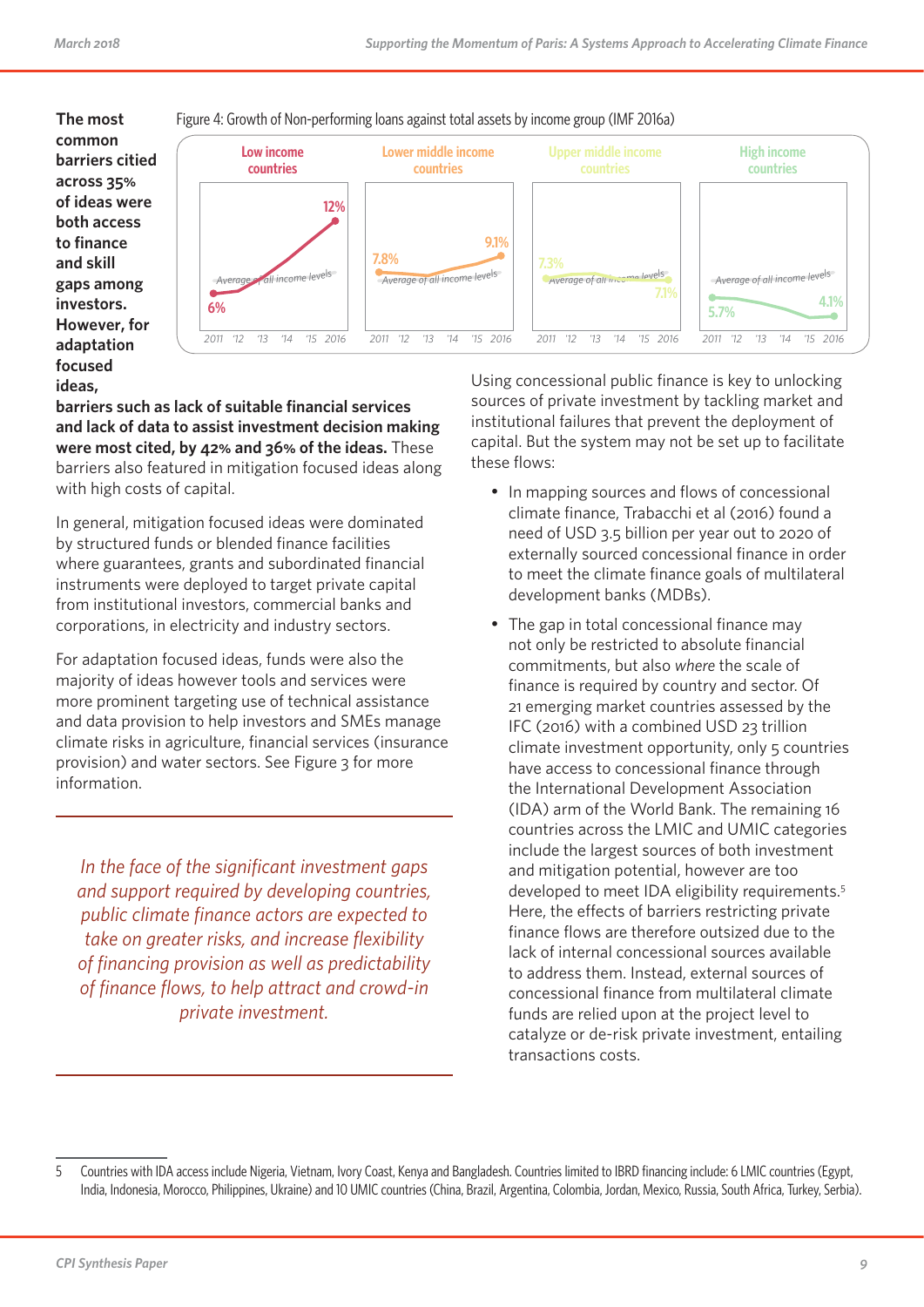Figure 4: Growth of Non-performing loans against total assets by income group (IMF 2016a)

Low income countries
12%
Average of all income levels
6%
2011 '12 '13 '14 '15 2016

Lower middle income countries
7.8%
9.1%
Average of all income levels
2011 '12 '13 '14 '15 2016

Upper middle income countries
7.3%
Average of all income levels
7.1%
2011 '12 '13 '14 '15 2016

High income countries
Average of all income levels
5.7%
4.1%
2011 '12 '13 '14 '15 2016

**The most common barriers citied across 35% of ideas were both access to finance and skill gaps among investors. However, for adaptation focused ideas, barriers such as lack of suitable financial services and lack of data to assist investment decision making were most cited, by 42% and 36% of the ideas.** These barriers also featured in mitigation focused ideas along with high costs of capital.

In general, mitigation focused ideas were dominated by structured funds or blended finance facilities where guarantees, grants and subordinated financial instruments were deployed to target private capital from institutional investors, commercial banks and corporations, in electricity and industry sectors.

For adaptation focused ideas, funds were also the majority of ideas however tools and services were more prominent targeting use of technical assistance and data provision to help investors and SMEs manage climate risks in agriculture, financial services (insurance provision) and water sectors. See Figure 3 for more information.

*In the face of the significant investment gaps and support required by developing countries, public climate finance actors are expected to take on greater risks, and increase flexibility of financing provision as well as predictability of finance flows, to help attract and crowd-in private investment.*

Using concessional public finance is key to unlocking sources of private investment by tackling market and institutional failures that prevent the deployment of capital. But the system may not be set up to facilitate these flows:

- In mapping sources and flows of concessional climate finance, Trabacchi et al (2016) found a need of USD 3.5 billion per year out to 2020 of externally sourced concessional finance in order to meet the climate finance goals of multilateral development banks (MDBs).
- The gap in total concessional finance may not only be restricted to absolute financial commitments, but also *where* the scale of finance is required by country and sector. Of 21 emerging market countries assessed by the IFC (2016) with a combined USD 23 trillion climate investment opportunity, only 5 countries have access to concessional finance through the International Development Association (IDA) arm of the World Bank. The remaining 16 countries across the LMIC and UMIC categories include the largest sources of both investment and mitigation potential, however are too developed to meet IDA eligibility requirements.[5] Here, the effects of barriers restricting private finance flows are therefore outsized due to the lack of internal concessional sources available to address them. Instead, external sources of concessional finance from multilateral climate funds are relied upon at the project level to catalyze or de-risk private investment, entailing transactions costs.

5 Countries with IDA access include Nigeria, Vietnam, Ivory Coast, Kenya and Bangladesh. Countries limited to IBRD financing include: 6 LMIC countries (Egypt, India, Indonesia, Morocco, Philippines, Ukraine) and 10 UMIC countries (China, Brazil, Argentina, Colombia, Jordan, Mexico, Russia, South Africa, Turkey, Serbia).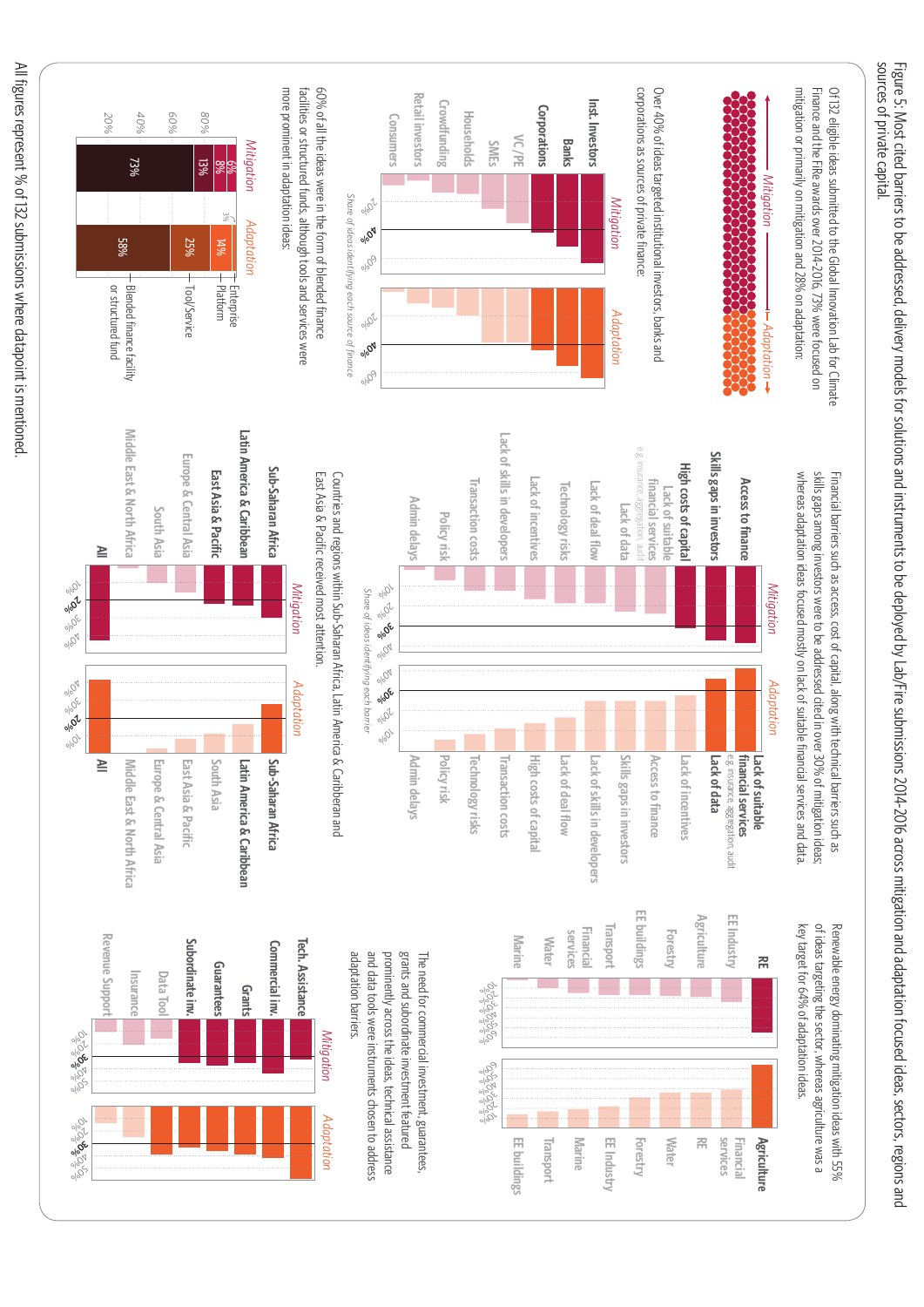Figure 5: Most cited barriers to be addressed, delivery models for solutions and instruments to be deployed by Lab/FiRe submissions 2014-2016 across mitigation and adaptation focused ideas, sectors, regions and sources of private capital.

Of 132 eligible ideas submitted to the Global Innovation Lab for Climate Finance and the FiRe awards over 2014-2016, 73% were focused on mitigation or primarily on mitigation and 28% on adaptation.

Mitigation
Adaptation

Over 40% of ideas targeted institutional investors, banks and corporations as sources of private finance.

Mitigation
Adaptation

Inst. Investors
Banks
Corporations
VC/PE
SMEs
Households
Crowdfunding
Retail investors
Consumers

20%
40%
60%
Share of ideas identifying each source of finance

60% of all the ideas were in the form of blended finance facilities or structured funds, although tools and services were more prominent in adaptation ideas.

Mitigation
Adaptation

6%
8%
13%
73%
3%
14%
25%
58%

Enterprise
Platform
Tool/Service
Blended finance facility or structured fund

20%
40%
60%
80%

Financial barriers such as access, cost of capital, along with technical barriers such as skills gaps among investors were to be addressed cited in over 30% of mitigation ideas, whereas adaptation ideas focused mostly on lack of suitable financial services and data.

Mitigation
Access to finance
Skills gaps in investors
High costs of capital
Lack of suitable financial services
e.g. insurance, aggregation, audit
Lack of data
Lack of deal flow
Technology risks
Lack of incentives
Lack of skills in developers
Transaction costs
Policy risk
Admin delays

Adaptation
Lack of suitable financial services
e.g. insurance, aggregation, audit
Lack of data
Lack of incentives
Access to finance
Skills gaps in investors
Lack of skills in developers
Lack of deal flow
High costs of capital
Transaction costs
Technology risks
Policy risk
Admin delays

10%
20%
30%
40%
Share of ideas identifying each barrier

Countries and regions within Sub-Saharan Africa, Latin America & Caribbean and East Asia & Pacific received most attention.

Mitigation
Sub-Saharan Africa
Latin America & Caribbean
East Asia & Pacific
Europe & Central Asia
South Asia
Middle East & North Africa
All

Adaptation
Sub-Saharan Africa
Latin America & Caribbean
South Asia
East Asia & Pacific
Europe & Central Asia
Middle East & North Africa
All

10%
20%
30%
40%

Renewable energy dominating mitigation ideas with 55% of ideas targeting the sector, whereas agriculture was a key target for 64% of adaptation ideas.

Mitigation
RE
EE Industry
Agriculture
Forestry
EE buildings
Transport
Financial services
Water
Marine

Adaptation
Agriculture
Financial services
RE
Water
Forestry
EE Industry
Marine
Transport
EE buildings

10%
20%
30%
40%
50%
60%

The need for commercial investment, guarantees, grants and subordinate investment featured prominently across the ideas, technical assistance and data tools were instruments chosen to address adaptation barriers.

Mitigation
Tech. Assistance
Commercial inv.
Grants
Guarantees
Subordinate inv.
Data Tool
Insurance
Revenue Support

Adaptation

10%
20%
30%
40%
50%

All figures represent % of 132 submissions where datapoint is mentioned.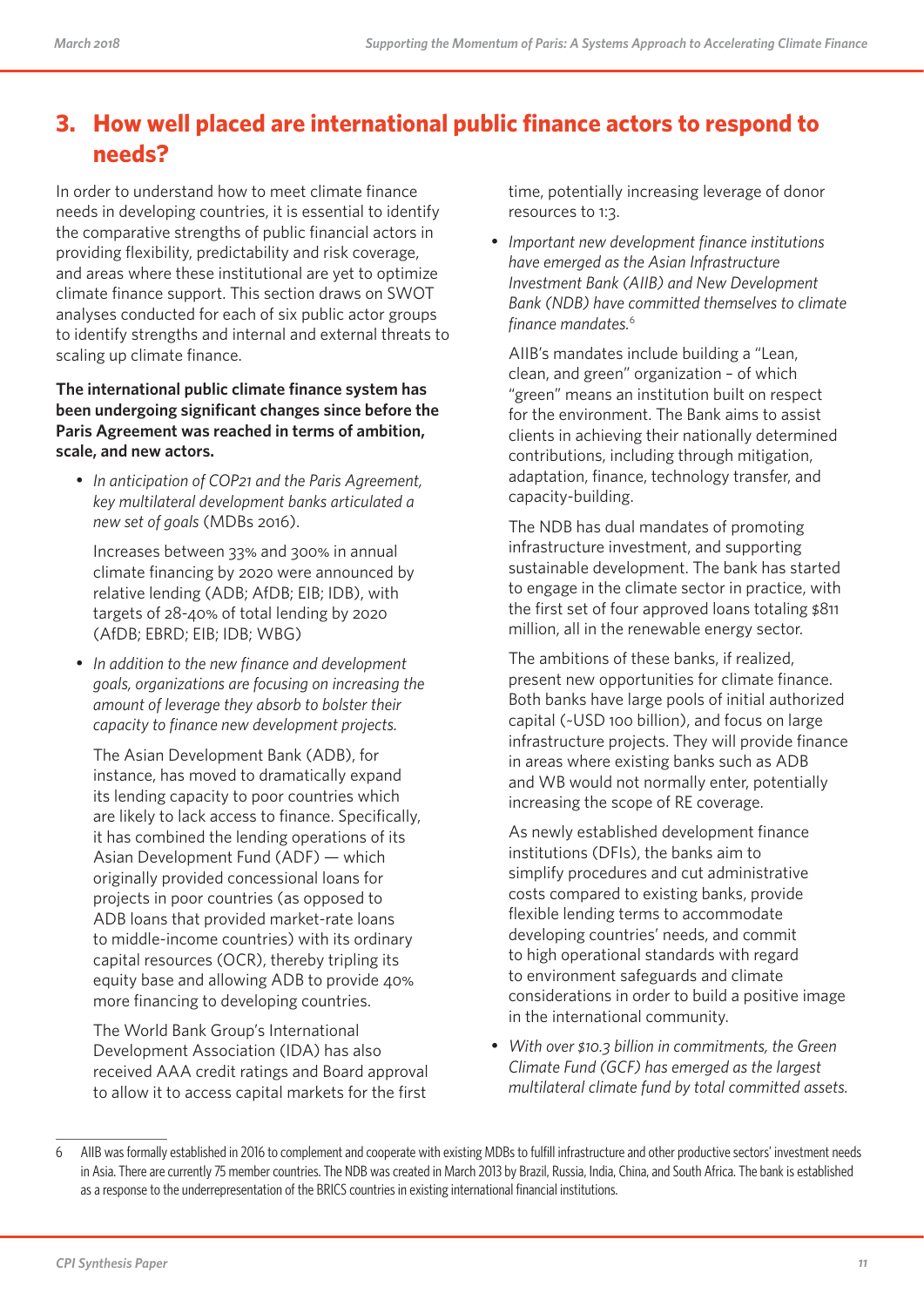## 3. How well placed are international public finance actors to respond to needs?

In order to understand how to meet climate finance needs in developing countries, it is essential to identify the comparative strengths of public financial actors in providing flexibility, predictability and risk coverage, and areas where these institutional are yet to optimize climate finance support. This section draws on SWOT analyses conducted for each of six public actor groups to identify strengths and internal and external threats to scaling up climate finance.

**The international public climate finance system has been undergoing significant changes since before the Paris Agreement was reached in terms of ambition, scale, and new actors.**

- *In anticipation of COP21 and the Paris Agreement, key multilateral development banks articulated a new set of goals* (MDBs 2016).

  Increases between 33% and 300% in annual climate financing by 2020 were announced by relative lending (ADB; AfDB; EIB; IDB), with targets of 28-40% of total lending by 2020 (AfDB; EBRD; EIB; IDB; WBG)

- *In addition to the new finance and development goals, organizations are focusing on increasing the amount of leverage they absorb to bolster their capacity to finance new development projects.*

  The Asian Development Bank (ADB), for instance, has moved to dramatically expand its lending capacity to poor countries which are likely to lack access to finance. Specifically, it has combined the lending operations of its Asian Development Fund (ADF) — which originally provided concessional loans for projects in poor countries (as opposed to ADB loans that provided market-rate loans to middle-income countries) with its ordinary capital resources (OCR), thereby tripling its equity base and allowing ADB to provide 40% more financing to developing countries.

  The World Bank Group's International Development Association (IDA) has also received AAA credit ratings and Board approval to allow it to access capital markets for the first time, potentially increasing leverage of donor resources to 1:3.

- *Important new development finance institutions have emerged as the Asian Infrastructure Investment Bank (AIIB) and New Development Bank (NDB) have committed themselves to climate finance mandates.*[6]

  AIIB's mandates include building a "Lean, clean, and green" organization - of which "green" means an institution built on respect for the environment. The Bank aims to assist clients in achieving their nationally determined contributions, including through mitigation, adaptation, finance, technology transfer, and capacity-building.

  The NDB has dual mandates of promoting infrastructure investment, and supporting sustainable development. The bank has started to engage in the climate sector in practice, with the first set of four approved loans totaling $811 million, all in the renewable energy sector.

  The ambitions of these banks, if realized, present new opportunities for climate finance. Both banks have large pools of initial authorized capital (~USD 100 billion), and focus on large infrastructure projects. They will provide finance in areas where existing banks such as ADB and WB would not normally enter, potentially increasing the scope of RE coverage.

  As newly established development finance institutions (DFIs), the banks aim to simplify procedures and cut administrative costs compared to existing banks, provide flexible lending terms to accommodate developing countries' needs, and commit to high operational standards with regard to environment safeguards and climate considerations in order to build a positive image in the international community.

- *With over $10.3 billion in commitments, the Green Climate Fund (GCF) has emerged as the largest multilateral climate fund by total committed assets.*

---

6 AIIB was formally established in 2016 to complement and cooperate with existing MDBs to fulfill infrastructure and other productive sectors' investment needs in Asia. There are currently 75 member countries. The NDB was created in March 2013 by Brazil, Russia, India, China, and South Africa. The bank is established as a response to the underrepresentation of the BRICS countries in existing international financial institutions.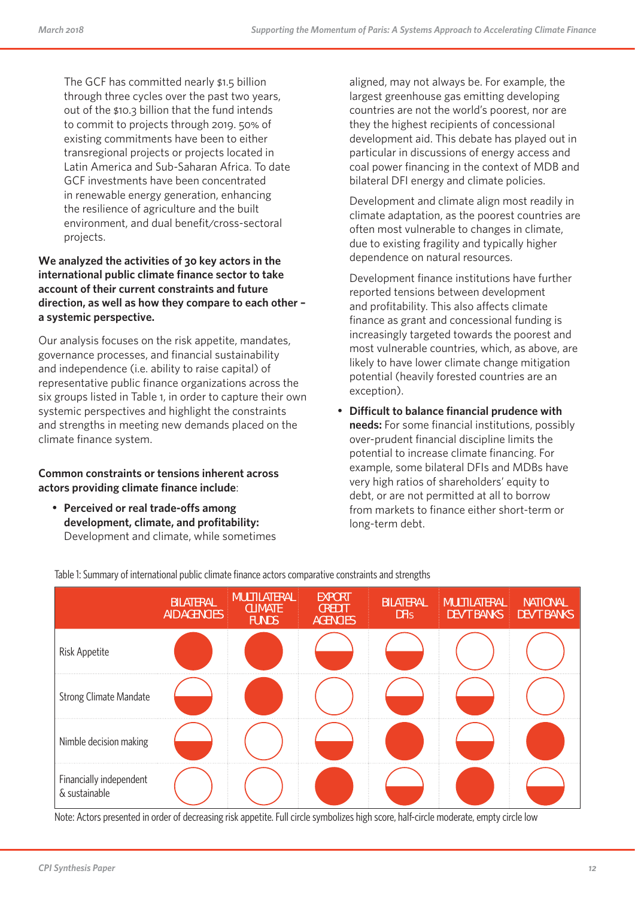The GCF has committed nearly $1.5 billion through three cycles over the past two years, out of the $10.3 billion that the fund intends to commit to projects through 2019. 50% of existing commitments have been to either transregional projects or projects located in Latin America and Sub-Saharan Africa. To date GCF investments have been concentrated in renewable energy generation, enhancing the resilience of agriculture and the built environment, and dual benefit/cross-sectoral projects.

**We analyzed the activities of 30 key actors in the international public climate finance sector to take account of their current constraints and future direction, as well as how they compare to each other – a systemic perspective.**

Our analysis focuses on the risk appetite, mandates, governance processes, and financial sustainability and independence (i.e. ability to raise capital) of representative public finance organizations across the six groups listed in Table 1, in order to capture their own systemic perspectives and highlight the constraints and strengths in meeting new demands placed on the climate finance system.

**Common constraints or tensions inherent across actors providing climate finance include**:

- **Perceived or real trade-offs among development, climate, and profitability:** Development and climate, while sometimes aligned, may not always be. For example, the largest greenhouse gas emitting developing countries are not the world's poorest, nor are they the highest recipients of concessional development aid. This debate has played out in particular in discussions of energy access and coal power financing in the context of MDB and bilateral DFI energy and climate policies.

  Development and climate align most readily in climate adaptation, as the poorest countries are often most vulnerable to changes in climate, due to existing fragility and typically higher dependence on natural resources.

  Development finance institutions have further reported tensions between development and profitability. This also affects climate finance as grant and concessional funding is increasingly targeted towards the poorest and most vulnerable countries, which, as above, are likely to have lower climate change mitigation potential (heavily forested countries are an exception).

- **Difficult to balance financial prudence with needs:** For some financial institutions, possibly over-prudent financial discipline limits the potential to increase climate financing. For example, some bilateral DFIs and MDBs have very high ratios of shareholders' equity to debt, or are not permitted at all to borrow from markets to finance either short-term or long-term debt.

Table 1: Summary of international public climate finance actors comparative constraints and strengths

| | BILATERAL AID AGENCIES | MULTILATERAL CLIMATE FUNDS | EXPORT CREDIT AGENCIES | BILATERAL DFIs | MULTILATERAL DEVT BANKS | NATIONAL DEVT BANKS |
|---|---|---|---|---|---|---|
| Risk Appetite | ● | ● | ◒ | ◒ | ○ | ○ |
| Strong Climate Mandate | ◒ | ● | ○ | ◒ | ◒ | ○ |
| Nimble decision making | ◒ | ○ | ◒ | ● | ◒ | ● |
| Financially independent & sustainable | ○ | ○ | ● | ◒ | ● | ◒ |

Note: Actors presented in order of decreasing risk appetite. Full circle symbolizes high score, half-circle moderate, empty circle low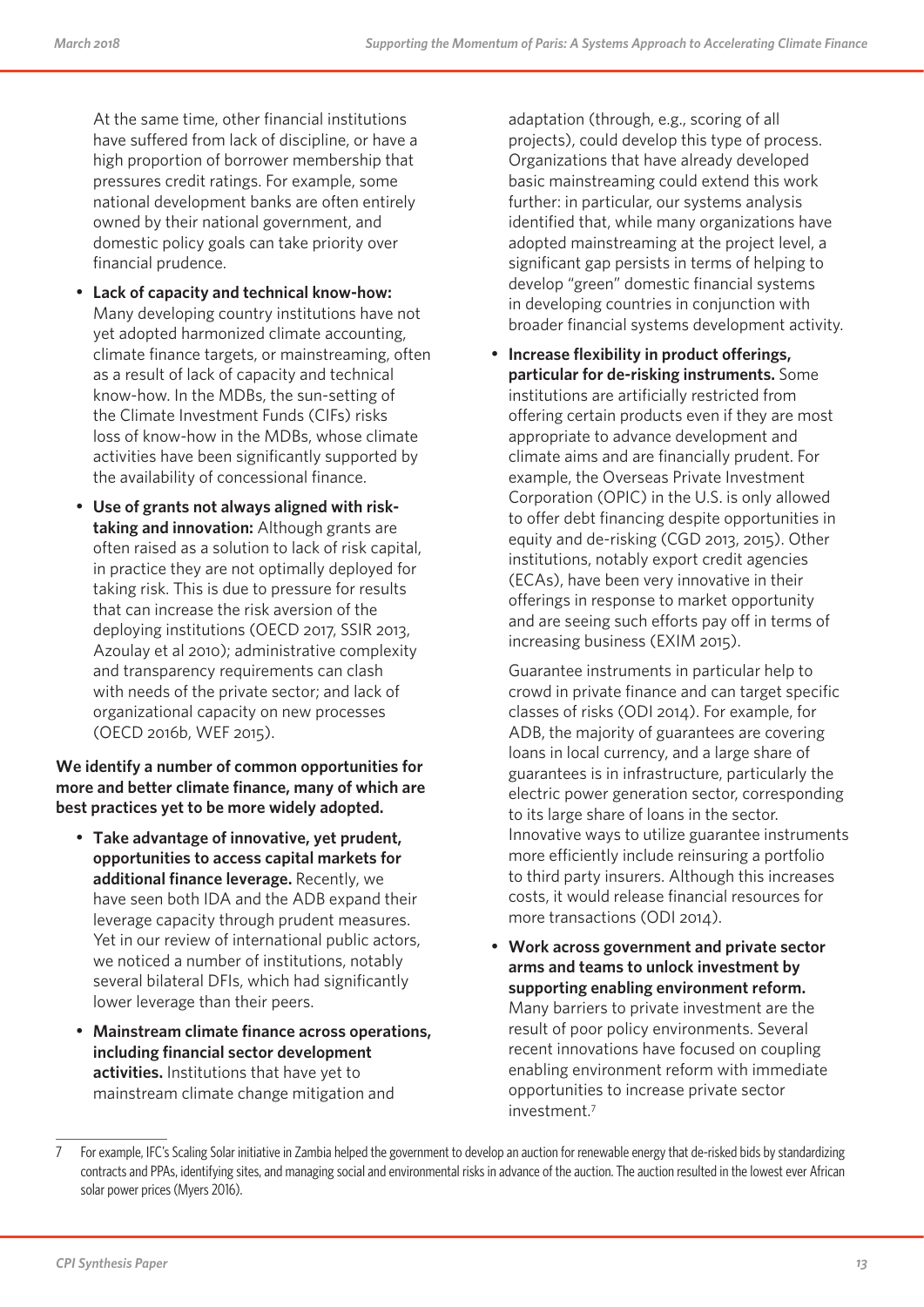At the same time, other financial institutions have suffered from lack of discipline, or have a high proportion of borrower membership that pressures credit ratings. For example, some national development banks are often entirely owned by their national government, and domestic policy goals can take priority over financial prudence.

- **Lack of capacity and technical know-how:** Many developing country institutions have not yet adopted harmonized climate accounting, climate finance targets, or mainstreaming, often as a result of lack of capacity and technical know-how. In the MDBs, the sun-setting of the Climate Investment Funds (CIFs) risks loss of know-how in the MDBs, whose climate activities have been significantly supported by the availability of concessional finance.
- **Use of grants not always aligned with risk-taking and innovation:** Although grants are often raised as a solution to lack of risk capital, in practice they are not optimally deployed for taking risk. This is due to pressure for results that can increase the risk aversion of the deploying institutions (OECD 2017, SSIR 2013, Azoulay et al 2010); administrative complexity and transparency requirements can clash with needs of the private sector; and lack of organizational capacity on new processes (OECD 2016b, WEF 2015).

**We identify a number of common opportunities for more and better climate finance, many of which are best practices yet to be more widely adopted.**

- **Take advantage of innovative, yet prudent, opportunities to access capital markets for additional finance leverage.** Recently, we have seen both IDA and the ADB expand their leverage capacity through prudent measures. Yet in our review of international public actors, we noticed a number of institutions, notably several bilateral DFIs, which had significantly lower leverage than their peers.
- **Mainstream climate finance across operations, including financial sector development activities.** Institutions that have yet to mainstream climate change mitigation and adaptation (through, e.g., scoring of all projects), could develop this type of process. Organizations that have already developed basic mainstreaming could extend this work further: in particular, our systems analysis identified that, while many organizations have adopted mainstreaming at the project level, a significant gap persists in terms of helping to develop "green" domestic financial systems in developing countries in conjunction with broader financial systems development activity.
- **Increase flexibility in product offerings, particular for de-risking instruments.** Some institutions are artificially restricted from offering certain products even if they are most appropriate to advance development and climate aims and are financially prudent. For example, the Overseas Private Investment Corporation (OPIC) in the U.S. is only allowed to offer debt financing despite opportunities in equity and de-risking (CGD 2013, 2015). Other institutions, notably export credit agencies (ECAs), have been very innovative in their offerings in response to market opportunity and are seeing such efforts pay off in terms of increasing business (EXIM 2015).

  Guarantee instruments in particular help to crowd in private finance and can target specific classes of risks (ODI 2014). For example, for ADB, the majority of guarantees are covering loans in local currency, and a large share of guarantees is in infrastructure, particularly the electric power generation sector, corresponding to its large share of loans in the sector. Innovative ways to utilize guarantee instruments more efficiently include reinsuring a portfolio to third party insurers. Although this increases costs, it would release financial resources for more transactions (ODI 2014).
- **Work across government and private sector arms and teams to unlock investment by supporting enabling environment reform.** Many barriers to private investment are the result of poor policy environments. Several recent innovations have focused on coupling enabling environment reform with immediate opportunities to increase private sector investment.[7]

---

7 For example, IFC's Scaling Solar initiative in Zambia helped the government to develop an auction for renewable energy that de-risked bids by standardizing contracts and PPAs, identifying sites, and managing social and environmental risks in advance of the auction. The auction resulted in the lowest ever African solar power prices (Myers 2016).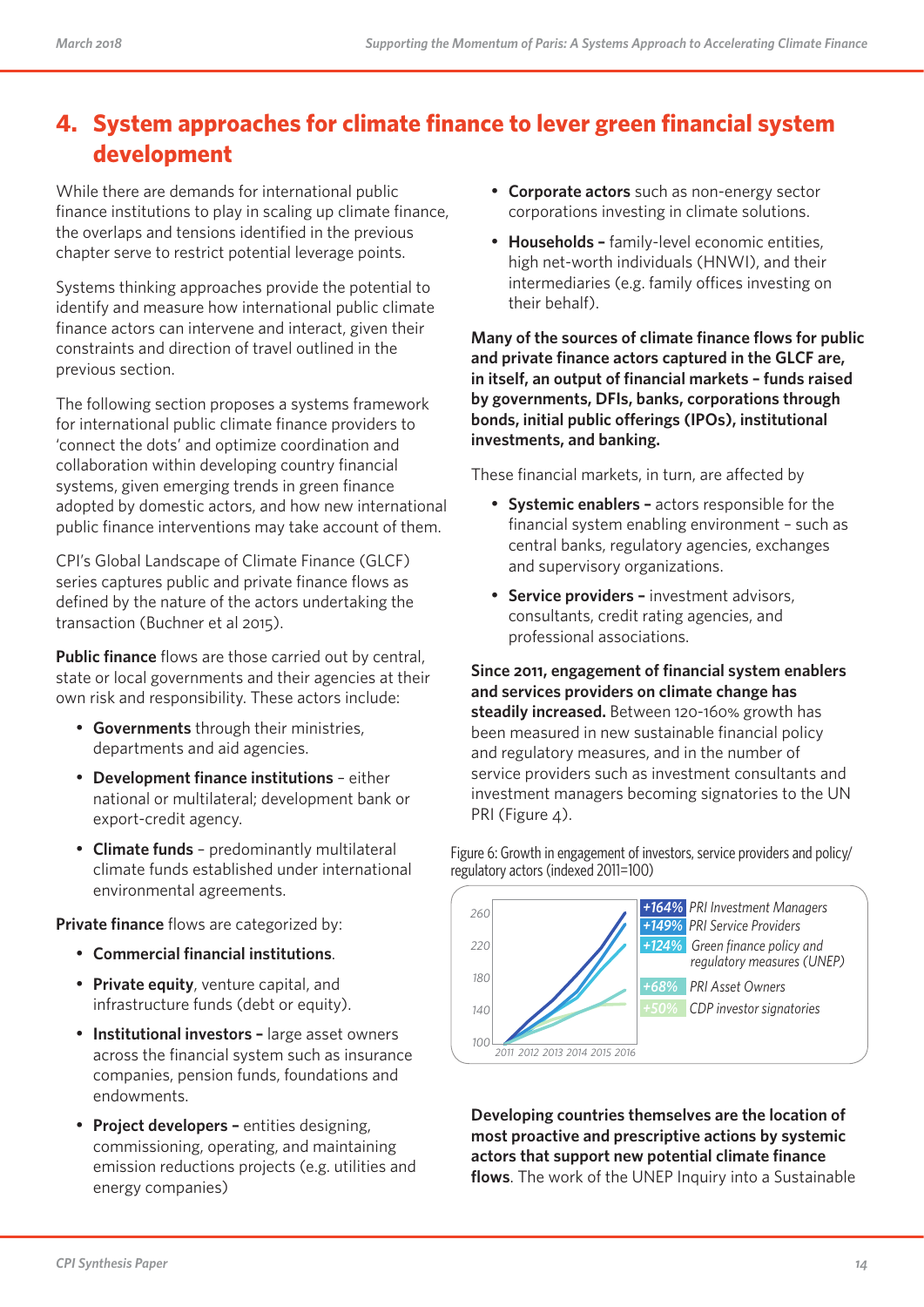## 4. System approaches for climate finance to lever green financial system development

While there are demands for international public finance institutions to play in scaling up climate finance, the overlaps and tensions identified in the previous chapter serve to restrict potential leverage points.

Systems thinking approaches provide the potential to identify and measure how international public climate finance actors can intervene and interact, given their constraints and direction of travel outlined in the previous section.

The following section proposes a systems framework for international public climate finance providers to 'connect the dots' and optimize coordination and collaboration within developing country financial systems, given emerging trends in green finance adopted by domestic actors, and how new international public finance interventions may take account of them.

CPI's Global Landscape of Climate Finance (GLCF) series captures public and private finance flows as defined by the nature of the actors undertaking the transaction (Buchner et al 2015).

**Public finance** flows are those carried out by central, state or local governments and their agencies at their own risk and responsibility. These actors include:

- **Governments** through their ministries, departments and aid agencies.
- **Development finance institutions** – either national or multilateral; development bank or export-credit agency.
- **Climate funds** – predominantly multilateral climate funds established under international environmental agreements.

**Private finance** flows are categorized by:

- **Commercial financial institutions**.
- **Private equity**, venture capital, and infrastructure funds (debt or equity).
- **Institutional investors –** large asset owners across the financial system such as insurance companies, pension funds, foundations and endowments.
- **Project developers –** entities designing, commissioning, operating, and maintaining emission reductions projects (e.g. utilities and energy companies)
- **Corporate actors** such as non-energy sector corporations investing in climate solutions.
- **Households –** family-level economic entities, high net-worth individuals (HNWI), and their intermediaries (e.g. family offices investing on their behalf).

**Many of the sources of climate finance flows for public and private finance actors captured in the GLCF are, in itself, an output of financial markets – funds raised by governments, DFIs, banks, corporations through bonds, initial public offerings (IPOs), institutional investments, and banking.**

These financial markets, in turn, are affected by

- **Systemic enablers –** actors responsible for the financial system enabling environment – such as central banks, regulatory agencies, exchanges and supervisory organizations.
- **Service providers –** investment advisors, consultants, credit rating agencies, and professional associations.

**Since 2011, engagement of financial system enablers and services providers on climate change has steadily increased.** Between 120-160% growth has been measured in new sustainable financial policy and regulatory measures, and in the number of service providers such as investment consultants and investment managers becoming signatories to the UN PRI (Figure 4).

Figure 6: Growth in engagement of investors, service providers and policy/regulatory actors (indexed 2011=100)

| Series | Growth (2011–2016) |
| --- | --- |
| PRI Investment Managers | +164% |
| PRI Service Providers | +149% |
| Green finance policy and regulatory measures (UNEP) | +124% |
| PRI Asset Owners | +68% |
| CDP investor signatories | +50% |

**Developing countries themselves are the location of most proactive and prescriptive actions by systemic actors that support new potential climate finance flows**. The work of the UNEP Inquiry into a Sustainable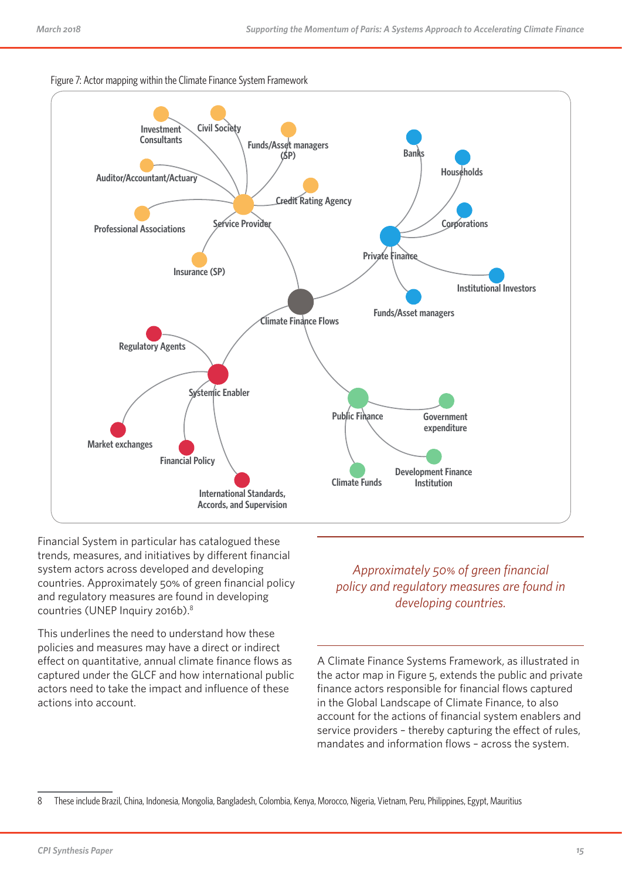Figure 7: Actor mapping within the Climate Finance System Framework

Investment Consultants
Civil Society
Funds/Asset managers (SP)
Auditor/Accountant/Actuary
Credit Rating Agency
Professional Associations
Service Provider
Insurance (SP)
Banks
Households
Corporations
Private Finance
Institutional Investors
Funds/Asset managers
Climate Finance Flows
Regulatory Agents
Systemic Enabler
Market exchanges
Financial Policy
International Standards, Accords, and Supervision
Public Finance
Government expenditure
Climate Funds
Development Finance Institution

Financial System in particular has catalogued these trends, measures, and initiatives by different financial system actors across developed and developing countries. Approximately 50% of green financial policy and regulatory measures are found in developing countries (UNEP Inquiry 2016b).[8]

This underlines the need to understand how these policies and measures may have a direct or indirect effect on quantitative, annual climate finance flows as captured under the GLCF and how international public actors need to take the impact and influence of these actions into account.

*Approximately 50% of green financial policy and regulatory measures are found in developing countries.*

A Climate Finance Systems Framework, as illustrated in the actor map in Figure 5, extends the public and private finance actors responsible for financial flows captured in the Global Landscape of Climate Finance, to also account for the actions of financial system enablers and service providers – thereby capturing the effect of rules, mandates and information flows – across the system.

8 These include Brazil, China, Indonesia, Mongolia, Bangladesh, Colombia, Kenya, Morocco, Nigeria, Vietnam, Peru, Philippines, Egypt, Mauritius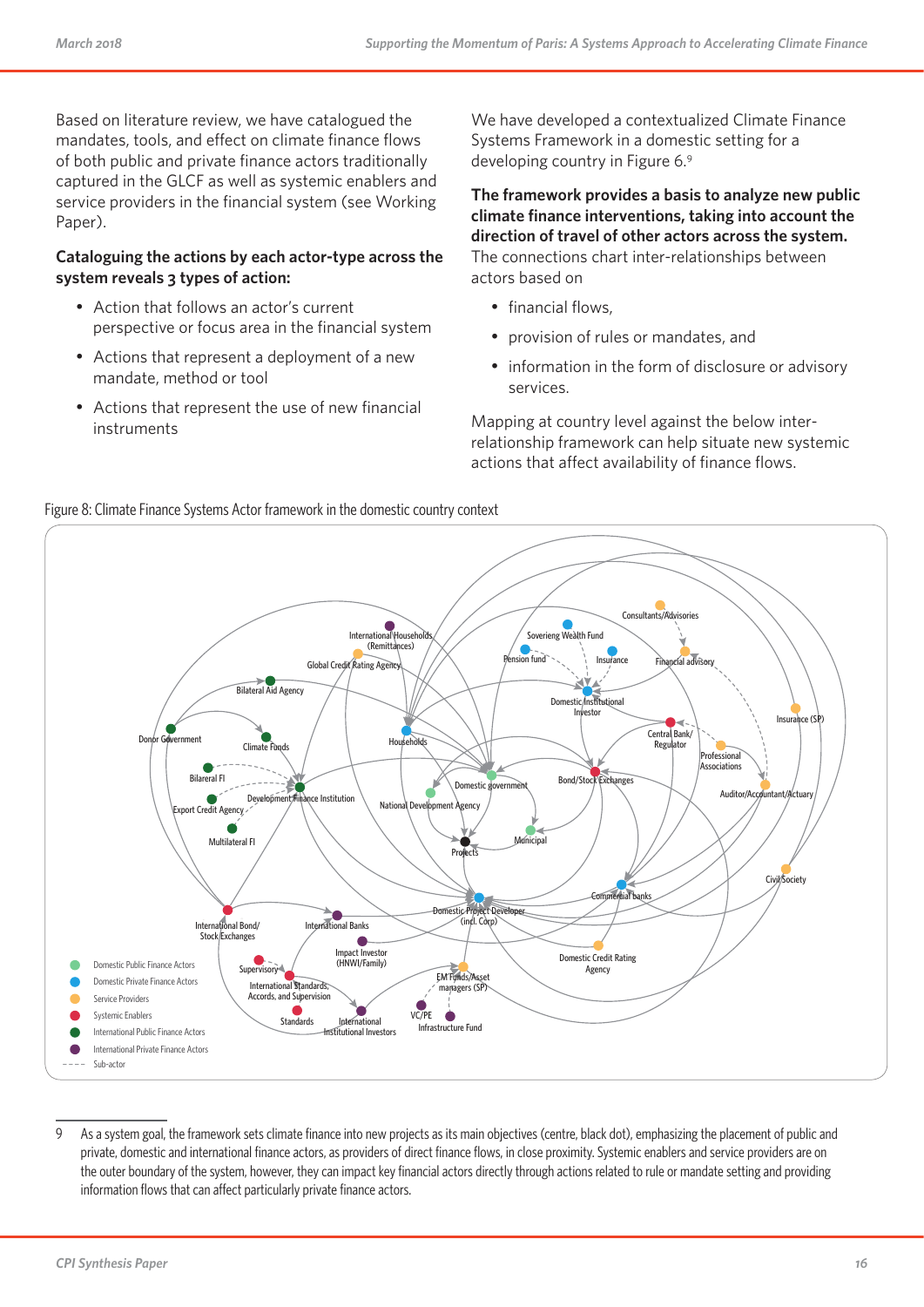Based on literature review, we have catalogued the mandates, tools, and effect on climate finance flows of both public and private finance actors traditionally captured in the GLCF as well as systemic enablers and service providers in the financial system (see Working Paper).

**Cataloguing the actions by each actor-type across the system reveals 3 types of action:**

- Action that follows an actor's current perspective or focus area in the financial system
- Actions that represent a deployment of a new mandate, method or tool
- Actions that represent the use of new financial instruments

We have developed a contextualized Climate Finance Systems Framework in a domestic setting for a developing country in Figure 6.[9]

**The framework provides a basis to analyze new public climate finance interventions, taking into account the direction of travel of other actors across the system.** The connections chart inter-relationships between actors based on

- financial flows,
- provision of rules or mandates, and
- information in the form of disclosure or advisory services.

Mapping at country level against the below inter-relationship framework can help situate new systemic actions that affect availability of finance flows.

Figure 8: Climate Finance Systems Actor framework in the domestic country context

International Households (Remittances), Global Credit Rating Agency, Bilateral Aid Agency, Donor Government, Climate Funds, Bilareral FI, Export Credit Agency, Development Finance Institution, Multilateral FI, Households, Sovereing Wealth Fund, Pension fund, Insurance, Consultants/Advisories, Financial advisory, Domestic Institutional Investor, Insurance (SP), Central Bank/ Regulator, Professional Associations, Bond/Stock Exchanges, Auditor/Accountant/Actuary, Domestic government, National Development Agency, Municipal, Projects, Civil Society, Commercial banks, Domestic Project Developer (incl. Corp), International Bond/ Stock Exchanges, International Banks, Impact Investor (HNWI/Family), Domestic Credit Rating Agency, Supervisory, International Standards, Accords, and Supervision, EM Funds/Asset managers (SP), Standards, International Institutional Investors, VC/PE, Infrastructure Fund

- Domestic Public Finance Actors
- Domestic Private Finance Actors
- Service Providers
- Systemic Enablers
- International Public Finance Actors
- International Private Finance Actors
- Sub-actor

---

9 As a system goal, the framework sets climate finance into new projects as its main objectives (centre, black dot), emphasizing the placement of public and private, domestic and international finance actors, as providers of direct finance flows, in close proximity. Systemic enablers and service providers are on the outer boundary of the system, however, they can impact key financial actors directly through actions related to rule or mandate setting and providing information flows that can affect particularly private finance actors.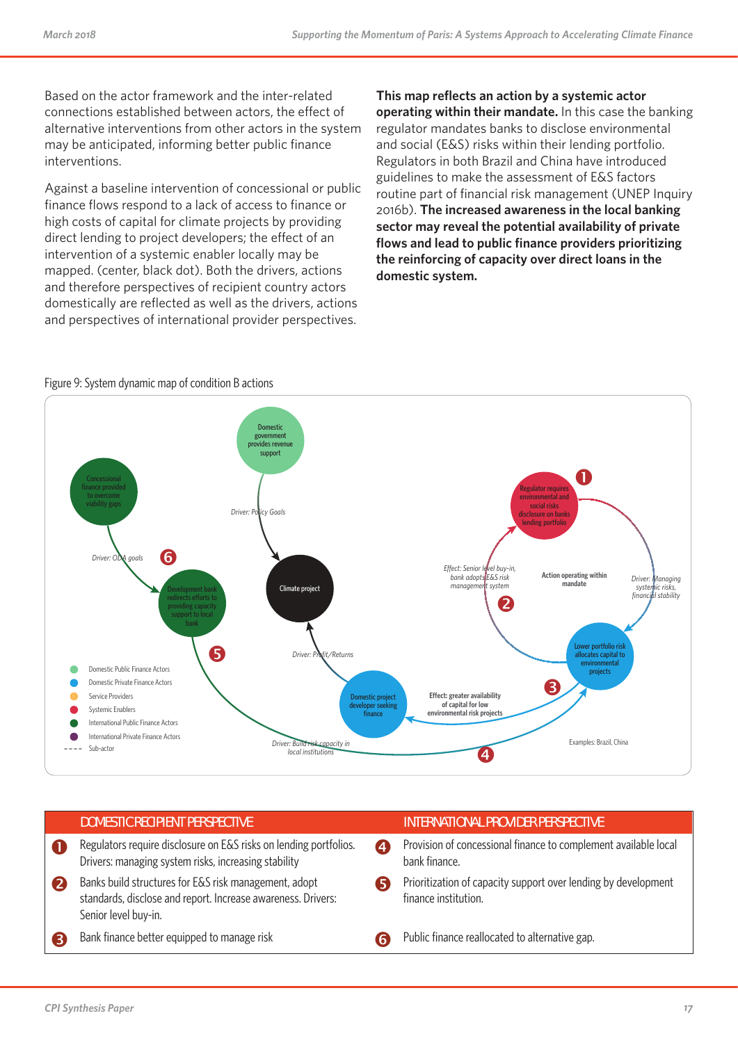Based on the actor framework and the inter-related connections established between actors, the effect of alternative interventions from other actors in the system may be anticipated, informing better public finance interventions.

Against a baseline intervention of concessional or public finance flows respond to a lack of access to finance or high costs of capital for climate projects by providing direct lending to project developers; the effect of an intervention of a systemic enabler locally may be mapped. (center, black dot). Both the drivers, actions and therefore perspectives of recipient country actors domestically are reflected as well as the drivers, actions and perspectives of international provider perspectives.

**This map reflects an action by a systemic actor operating within their mandate.** In this case the banking regulator mandates banks to disclose environmental and social (E&S) risks within their lending portfolio. Regulators in both Brazil and China have introduced guidelines to make the assessment of E&S factors routine part of financial risk management (UNEP Inquiry 2016b). **The increased awareness in the local banking sector may reveal the potential availability of private flows and lead to public finance providers prioritizing the reinforcing of capacity over direct loans in the domestic system.**

Figure 9: System dynamic map of condition B actions

Domestic government provides revenue support

Concessional finance provided to overcome viability gaps

Driver: Policy Goals

Driver: ODA goals

6

Development bank redirects efforts to providing capacity support to local bank

Climate project

5

Driver: Profit/Returns

Domestic project developer seeking finance

Driver: Build risk capacity in local institutions

4

1

Regulator requires environmental and social risks disclosure on banks lending portfolio

Effect: Senior level buy-in, bank adopts E&S risk management system

2

Action operating within mandate

Driver: Managing systemic risks, financial stability

Lower portfolio risk allocates capital to environmental projects

3

Effect: greater availability of capital for low environmental risk projects

Examples: Brazil, China

Domestic Public Finance Actors
Domestic Private Finance Actors
Service Providers
Systemic Enablers
International Public Finance Actors
International Private Finance Actors
Sub-actor

| DOMESTIC RECIPIENT PERSPECTIVE | | INTERNATIONAL PROVIDER PERSPECTIVE | |
|---|---|---|---|
| 1 | Regulators require disclosure on E&S risks on lending portfolios. Drivers: managing system risks, increasing stability | 4 | Provision of concessional finance to complement available local bank finance. |
| 2 | Banks build structures for E&S risk management, adopt standards, disclose and report. Increase awareness. Drivers: Senior level buy-in. | 5 | Prioritization of capacity support over lending by development finance institution. |
| 3 | Bank finance better equipped to manage risk | 6 | Public finance reallocated to alternative gap. |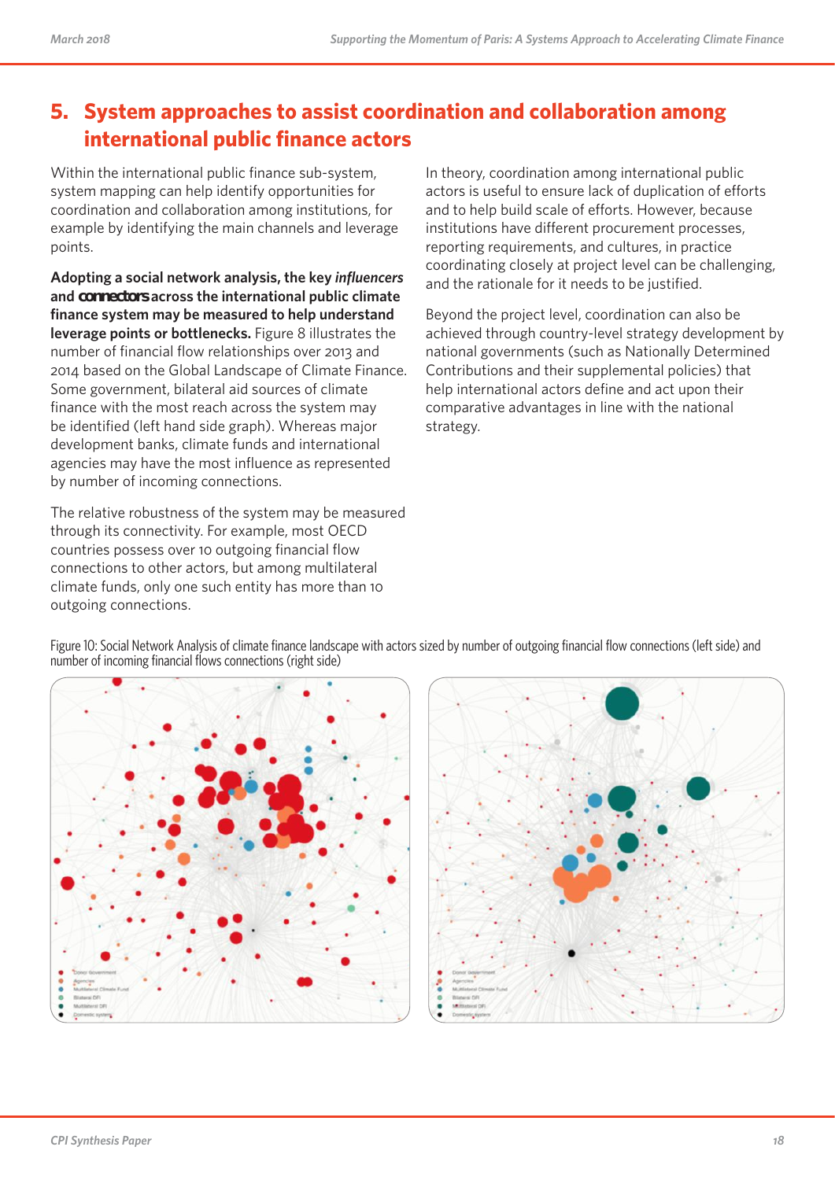## 5. System approaches to assist coordination and collaboration among international public finance actors

Within the international public finance sub-system, system mapping can help identify opportunities for coordination and collaboration among institutions, for example by identifying the main channels and leverage points.

**Adopting a social network analysis, the key *influencers* and *connectors* across the international public climate finance system may be measured to help understand leverage points or bottlenecks.** Figure 8 illustrates the number of financial flow relationships over 2013 and 2014 based on the Global Landscape of Climate Finance. Some government, bilateral aid sources of climate finance with the most reach across the system may be identified (left hand side graph). Whereas major development banks, climate funds and international agencies may have the most influence as represented by number of incoming connections.

The relative robustness of the system may be measured through its connectivity. For example, most OECD countries possess over 10 outgoing financial flow connections to other actors, but among multilateral climate funds, only one such entity has more than 10 outgoing connections.

In theory, coordination among international public actors is useful to ensure lack of duplication of efforts and to help build scale of efforts. However, because institutions have different procurement processes, reporting requirements, and cultures, in practice coordinating closely at project level can be challenging, and the rationale for it needs to be justified.

Beyond the project level, coordination can also be achieved through country-level strategy development by national governments (such as Nationally Determined Contributions and their supplemental policies) that help international actors define and act upon their comparative advantages in line with the national strategy.

Figure 10: Social Network Analysis of climate finance landscape with actors sized by number of outgoing financial flow connections (left side) and number of incoming financial flows connections (right side)

Donor Government
Agencies
Multilateral Climate Fund
Bilateral DFI
Multilateral DFI
Domestic system

Donor Government
Agencies
Multilateral Climate Fund
Bilateral DFI
Multilateral DFI
Domestic system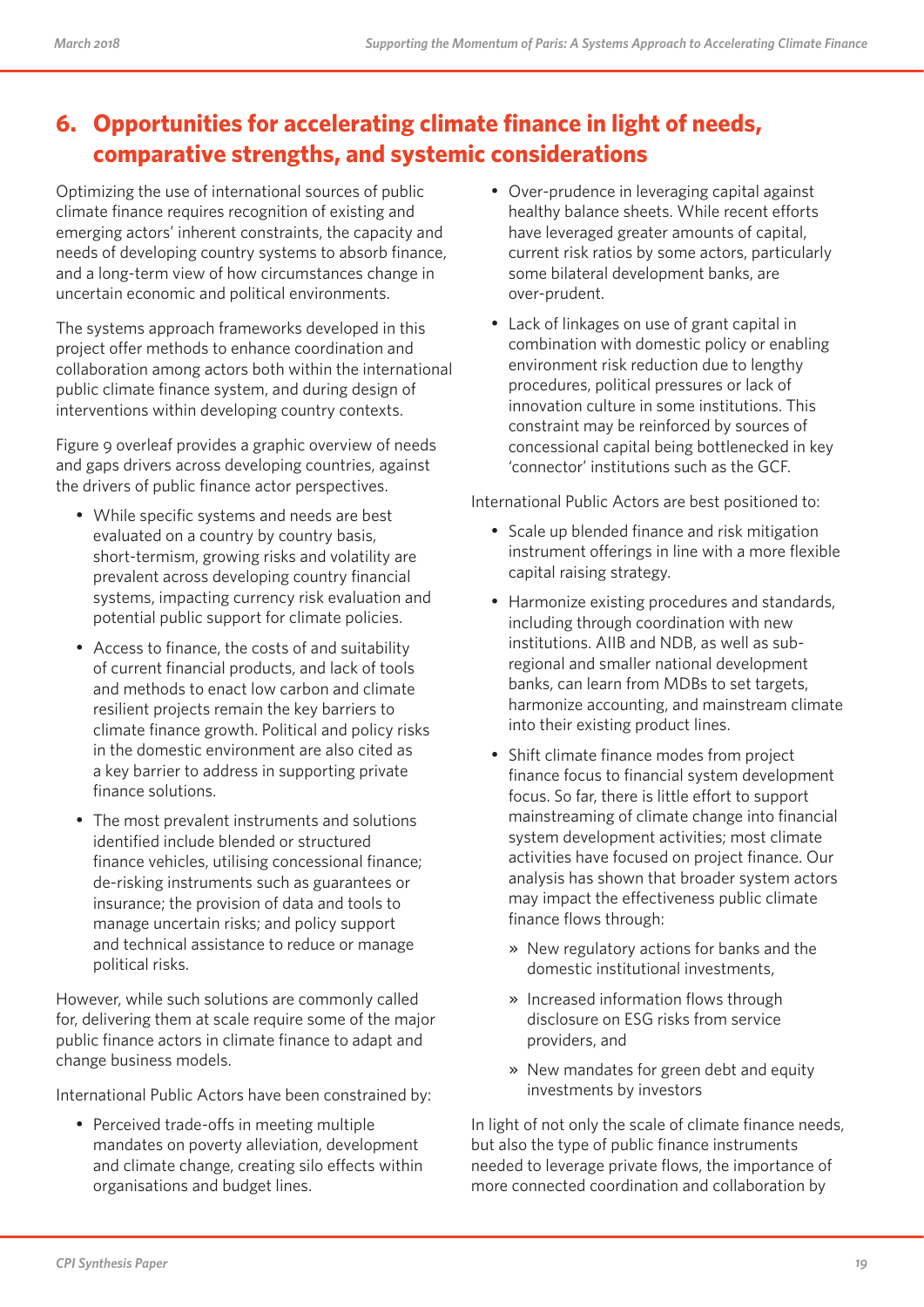## 6. Opportunities for accelerating climate finance in light of needs, comparative strengths, and systemic considerations

Optimizing the use of international sources of public climate finance requires recognition of existing and emerging actors' inherent constraints, the capacity and needs of developing country systems to absorb finance, and a long-term view of how circumstances change in uncertain economic and political environments.

The systems approach frameworks developed in this project offer methods to enhance coordination and collaboration among actors both within the international public climate finance system, and during design of interventions within developing country contexts.

Figure 9 overleaf provides a graphic overview of needs and gaps drivers across developing countries, against the drivers of public finance actor perspectives.

- While specific systems and needs are best evaluated on a country by country basis, short-termism, growing risks and volatility are prevalent across developing country financial systems, impacting currency risk evaluation and potential public support for climate policies.
- Access to finance, the costs of and suitability of current financial products, and lack of tools and methods to enact low carbon and climate resilient projects remain the key barriers to climate finance growth. Political and policy risks in the domestic environment are also cited as a key barrier to address in supporting private finance solutions.
- The most prevalent instruments and solutions identified include blended or structured finance vehicles, utilising concessional finance; de-risking instruments such as guarantees or insurance; the provision of data and tools to manage uncertain risks; and policy support and technical assistance to reduce or manage political risks.

However, while such solutions are commonly called for, delivering them at scale require some of the major public finance actors in climate finance to adapt and change business models.

International Public Actors have been constrained by:

- Perceived trade-offs in meeting multiple mandates on poverty alleviation, development and climate change, creating silo effects within organisations and budget lines.
- Over-prudence in leveraging capital against healthy balance sheets. While recent efforts have leveraged greater amounts of capital, current risk ratios by some actors, particularly some bilateral development banks, are over-prudent.
- Lack of linkages on use of grant capital in combination with domestic policy or enabling environment risk reduction due to lengthy procedures, political pressures or lack of innovation culture in some institutions. This constraint may be reinforced by sources of concessional capital being bottlenecked in key 'connector' institutions such as the GCF.

International Public Actors are best positioned to:

- Scale up blended finance and risk mitigation instrument offerings in line with a more flexible capital raising strategy.
- Harmonize existing procedures and standards, including through coordination with new institutions. AIIB and NDB, as well as sub-regional and smaller national development banks, can learn from MDBs to set targets, harmonize accounting, and mainstream climate into their existing product lines.
- Shift climate finance modes from project finance focus to financial system development focus. So far, there is little effort to support mainstreaming of climate change into financial system development activities; most climate activities have focused on project finance. Our analysis has shown that broader system actors may impact the effectiveness public climate finance flows through:
  - » New regulatory actions for banks and the domestic institutional investments,
  - » Increased information flows through disclosure on ESG risks from service providers, and
  - » New mandates for green debt and equity investments by investors

In light of not only the scale of climate finance needs, but also the type of public finance instruments needed to leverage private flows, the importance of more connected coordination and collaboration by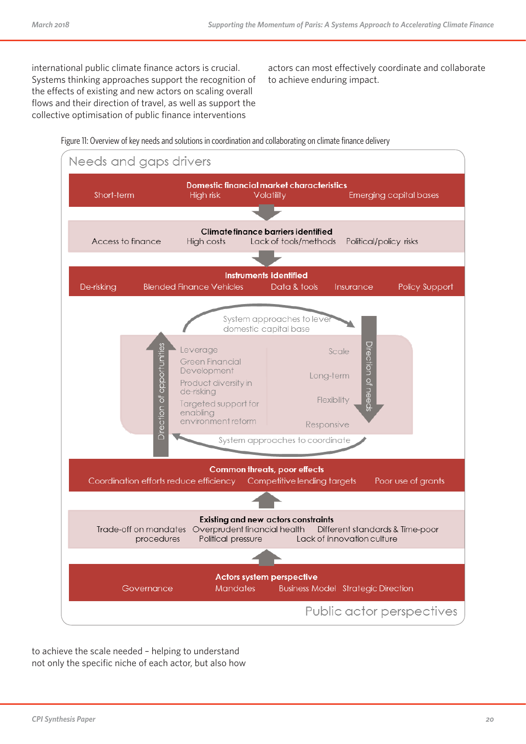international public climate finance actors is crucial. Systems thinking approaches support the recognition of the effects of existing and new actors on scaling overall flows and their direction of travel, as well as support the collective optimisation of public finance interventions actors can most effectively coordinate and collaborate to achieve enduring impact.

Figure 11: Overview of key needs and solutions in coordination and collaborating on climate finance delivery

Needs and gaps drivers

**Domestic financial market characteristics**
Short-term
High risk
Volatility
Emerging capital bases

**Climate finance barriers identified**
Access to finance
High costs
Lack of tools/methods
Political/policy risks

**Instruments identified**
De-risking
Blended Finance Vehicles
Data & tools
Insurance
Policy Support

System approaches to lever domestic capital base

Direction of opportunities

Leverage
Green Financial Development
Product diversity in de-risking
Targeted support for enabling environment reform

Scale
Long-term
Flexibility
Responsive

Direction of needs

System approaches to coordinate

**Common threats, poor effects**
Coordination efforts reduce efficiency
Competitive lending targets
Poor use of grants

**Existing and new actors constraints**
Trade-off on mandates procedures
Overprudent financial health
Political pressure
Different standards & Time-poor
Lack of innovation culture

**Actors system perspective**
Governance
Mandates
Business Model
Strategic Direction

Public actor perspectives

to achieve the scale needed – helping to understand not only the specific niche of each actor, but also how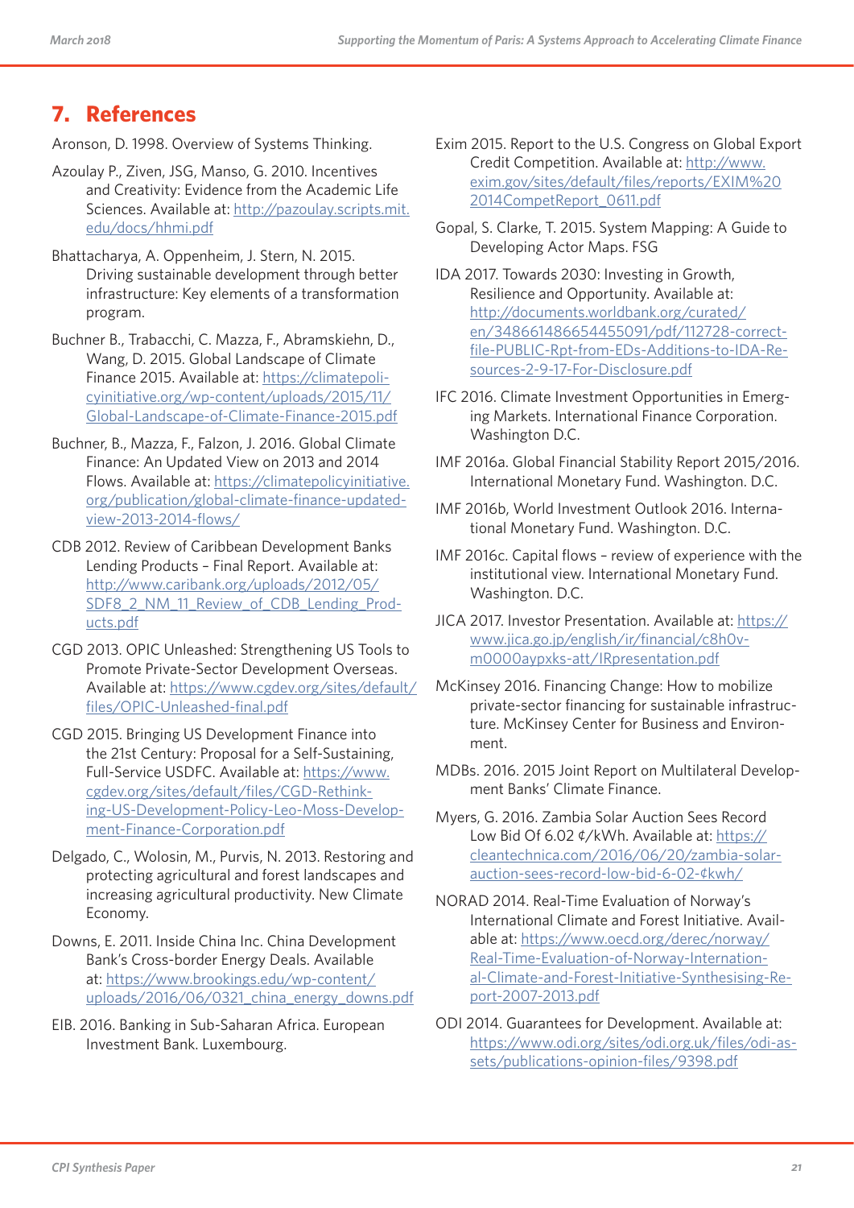## 7. References

Aronson, D. 1998. Overview of Systems Thinking.

Azoulay P., Ziven, JSG, Manso, G. 2010. Incentives and Creativity: Evidence from the Academic Life Sciences. Available at: http://pazoulay.scripts.mit.edu/docs/hhmi.pdf

Bhattacharya, A. Oppenheim, J. Stern, N. 2015. Driving sustainable development through better infrastructure: Key elements of a transformation program.

Buchner B., Trabacchi, C. Mazza, F., Abramskiehn, D., Wang, D. 2015. Global Landscape of Climate Finance 2015. Available at: https://climatepolicyinitiative.org/wp-content/uploads/2015/11/Global-Landscape-of-Climate-Finance-2015.pdf

Buchner, B., Mazza, F., Falzon, J. 2016. Global Climate Finance: An Updated View on 2013 and 2014 Flows. Available at: https://climatepolicyinitiative.org/publication/global-climate-finance-updated-view-2013-2014-flows/

CDB 2012. Review of Caribbean Development Banks Lending Products – Final Report. Available at: http://www.caribank.org/uploads/2012/05/SDF8_2_NM_11_Review_of_CDB_Lending_Products.pdf

CGD 2013. OPIC Unleashed: Strengthening US Tools to Promote Private-Sector Development Overseas. Available at: https://www.cgdev.org/sites/default/files/OPIC-Unleashed-final.pdf

CGD 2015. Bringing US Development Finance into the 21st Century: Proposal for a Self-Sustaining, Full-Service USDFC. Available at: https://www.cgdev.org/sites/default/files/CGD-Rethinking-US-Development-Policy-Leo-Moss-Development-Finance-Corporation.pdf

Delgado, C., Wolosin, M., Purvis, N. 2013. Restoring and protecting agricultural and forest landscapes and increasing agricultural productivity. New Climate Economy.

Downs, E. 2011. Inside China Inc. China Development Bank's Cross-border Energy Deals. Available at: https://www.brookings.edu/wp-content/uploads/2016/06/0321_china_energy_downs.pdf

EIB. 2016. Banking in Sub-Saharan Africa. European Investment Bank. Luxembourg.

Exim 2015. Report to the U.S. Congress on Global Export Credit Competition. Available at: http://www.exim.gov/sites/default/files/reports/EXIM%202014CompetReport_0611.pdf

Gopal, S. Clarke, T. 2015. System Mapping: A Guide to Developing Actor Maps. FSG

IDA 2017. Towards 2030: Investing in Growth, Resilience and Opportunity. Available at: http://documents.worldbank.org/curated/en/348661486654455091/pdf/112728-correct-file-PUBLIC-Rpt-from-EDs-Additions-to-IDA-Resources-2-9-17-For-Disclosure.pdf

IFC 2016. Climate Investment Opportunities in Emerging Markets. International Finance Corporation. Washington D.C.

IMF 2016a. Global Financial Stability Report 2015/2016. International Monetary Fund. Washington. D.C.

IMF 2016b, World Investment Outlook 2016. International Monetary Fund. Washington. D.C.

IMF 2016c. Capital flows – review of experience with the institutional view. International Monetary Fund. Washington. D.C.

JICA 2017. Investor Presentation. Available at: https://www.jica.go.jp/english/ir/financial/c8h0vm0000aypxks-att/IRpresentation.pdf

McKinsey 2016. Financing Change: How to mobilize private-sector financing for sustainable infrastructure. McKinsey Center for Business and Environment.

MDBs. 2016. 2015 Joint Report on Multilateral Development Banks' Climate Finance.

Myers, G. 2016. Zambia Solar Auction Sees Record Low Bid Of 6.02 ¢/kWh. Available at: https://cleantechnica.com/2016/06/20/zambia-solar-auction-sees-record-low-bid-6-02-¢kwh/

NORAD 2014. Real-Time Evaluation of Norway's International Climate and Forest Initiative. Available at: https://www.oecd.org/derec/norway/Real-Time-Evaluation-of-Norway-International-Climate-and-Forest-Initiative-Synthesising-Report-2007-2013.pdf

ODI 2014. Guarantees for Development. Available at: https://www.odi.org/sites/odi.org.uk/files/odi-assets/publications-opinion-files/9398.pdf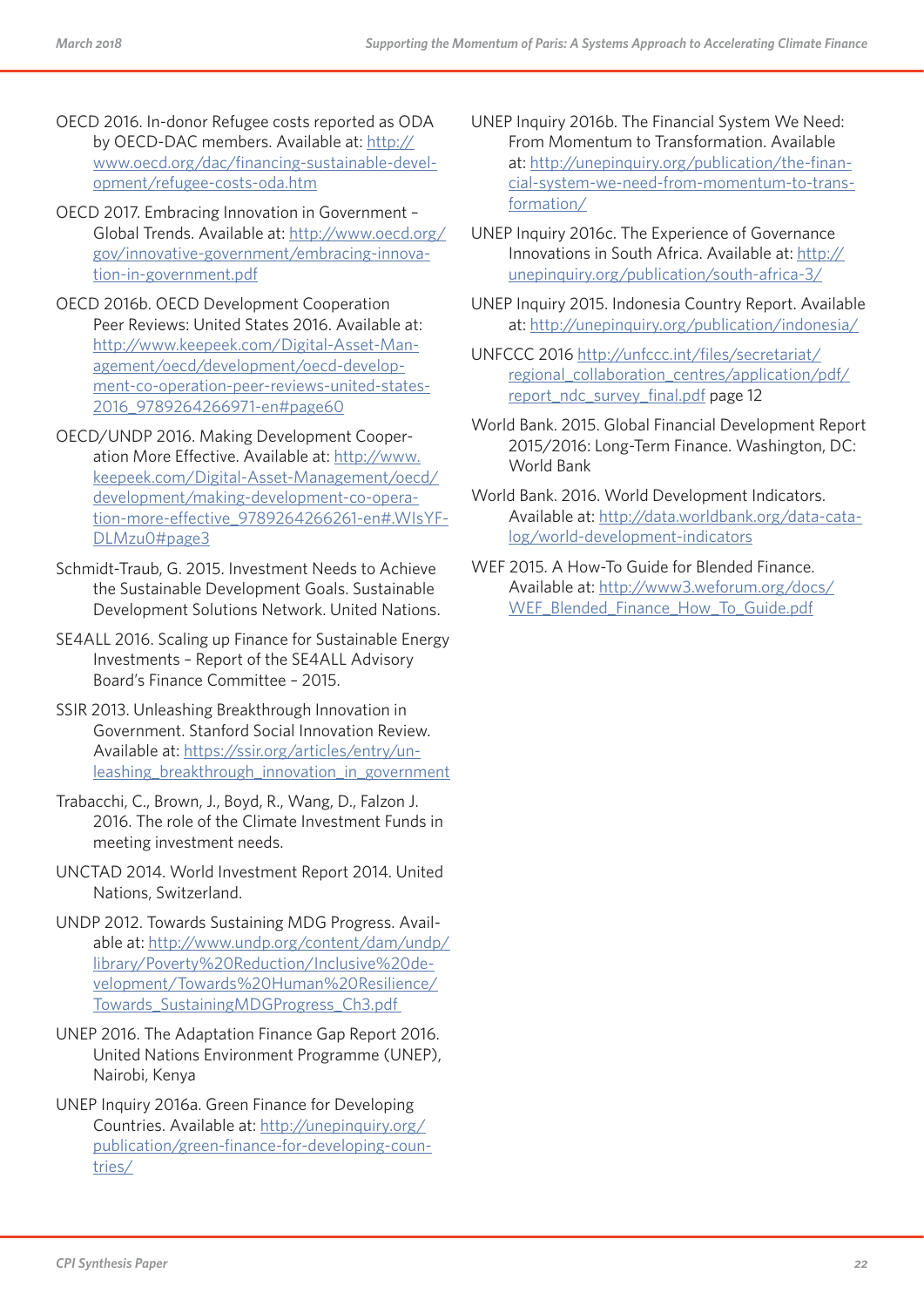OECD 2016. In-donor Refugee costs reported as ODA by OECD-DAC members. Available at: http://www.oecd.org/dac/financing-sustainable-development/refugee-costs-oda.htm

OECD 2017. Embracing Innovation in Government – Global Trends. Available at: http://www.oecd.org/gov/innovative-government/embracing-innovation-in-government.pdf

OECD 2016b. OECD Development Cooperation Peer Reviews: United States 2016. Available at: http://www.keepeek.com/Digital-Asset-Management/oecd/development/oecd-development-co-operation-peer-reviews-united-states-2016_9789264266971-en#page60

OECD/UNDP 2016. Making Development Cooperation More Effective. Available at: http://www.keepeek.com/Digital-Asset-Management/oecd/development/making-development-co-operation-more-effective_9789264266261-en#.WIsYF-DLMzu0#page3

Schmidt-Traub, G. 2015. Investment Needs to Achieve the Sustainable Development Goals. Sustainable Development Solutions Network. United Nations.

SE4ALL 2016. Scaling up Finance for Sustainable Energy Investments – Report of the SE4ALL Advisory Board's Finance Committee – 2015.

SSIR 2013. Unleashing Breakthrough Innovation in Government. Stanford Social Innovation Review. Available at: https://ssir.org/articles/entry/unleashing_breakthrough_innovation_in_government

Trabacchi, C., Brown, J., Boyd, R., Wang, D., Falzon J. 2016. The role of the Climate Investment Funds in meeting investment needs.

UNCTAD 2014. World Investment Report 2014. United Nations, Switzerland.

UNDP 2012. Towards Sustaining MDG Progress. Available at: http://www.undp.org/content/dam/undp/library/Poverty%20Reduction/Inclusive%20development/Towards%20Human%20Resilience/Towards_SustainingMDGProgress_Ch3.pdf

UNEP 2016. The Adaptation Finance Gap Report 2016. United Nations Environment Programme (UNEP), Nairobi, Kenya

UNEP Inquiry 2016a. Green Finance for Developing Countries. Available at: http://unepinquiry.org/publication/green-finance-for-developing-countries/

UNEP Inquiry 2016b. The Financial System We Need: From Momentum to Transformation. Available at: http://unepinquiry.org/publication/the-financial-system-we-need-from-momentum-to-transformation/

UNEP Inquiry 2016c. The Experience of Governance Innovations in South Africa. Available at: http://unepinquiry.org/publication/south-africa-3/

UNEP Inquiry 2015. Indonesia Country Report. Available at: http://unepinquiry.org/publication/indonesia/

UNFCCC 2016 http://unfccc.int/files/secretariat/regional_collaboration_centres/application/pdf/report_ndc_survey_final.pdf page 12

World Bank. 2015. Global Financial Development Report 2015/2016: Long-Term Finance. Washington, DC: World Bank

World Bank. 2016. World Development Indicators. Available at: http://data.worldbank.org/data-catalog/world-development-indicators

WEF 2015. A How-To Guide for Blended Finance. Available at: http://www3.weforum.org/docs/WEF_Blended_Finance_How_To_Guide.pdf